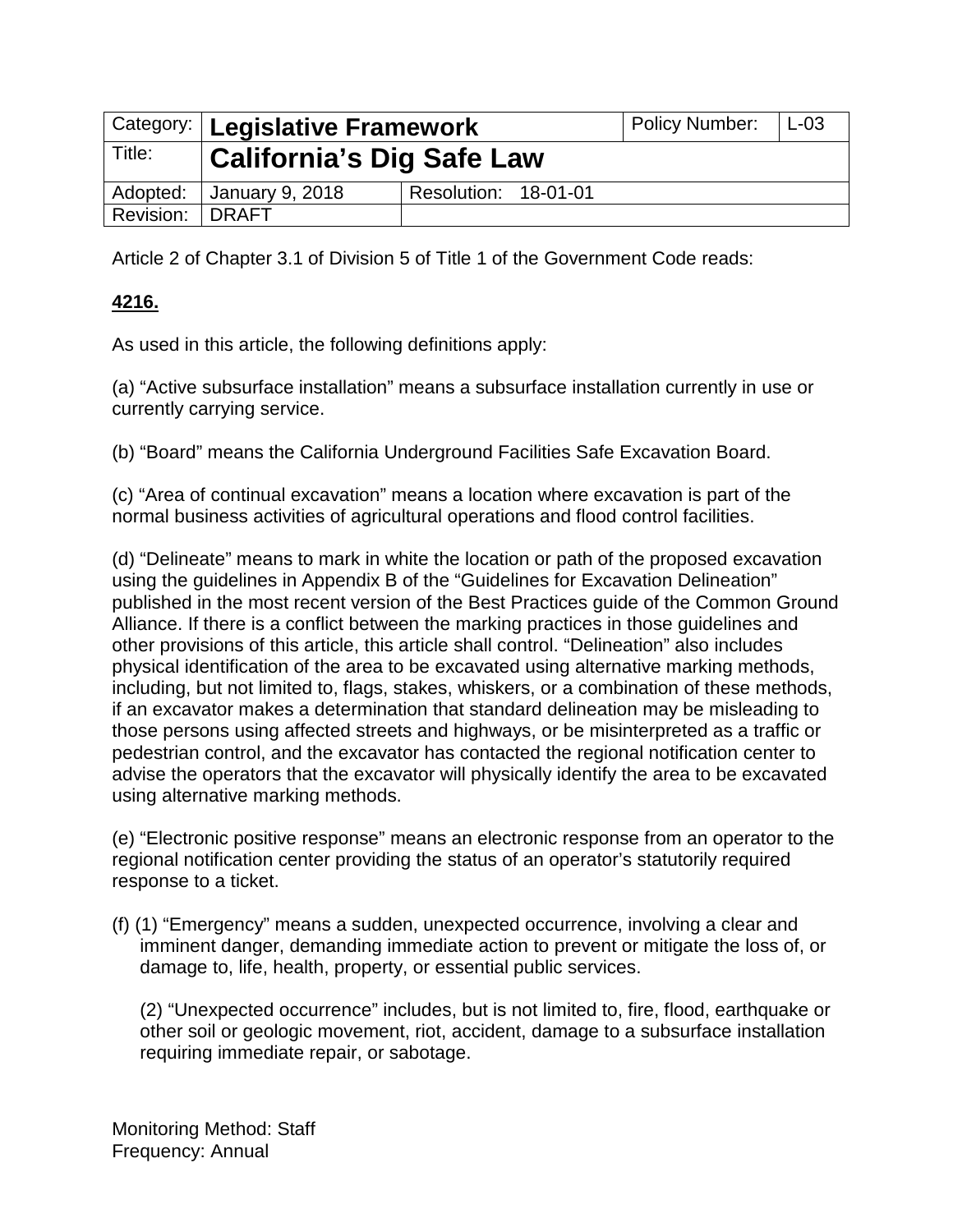| Category: | Legislative Framework | | Policy Number: | L-03 |
|---|---|---|---|---|
| Title: | **California's Dig Safe Law** | | | |
| Adopted: | January 9, 2018 | Resolution: 18-01-01 | | |
| Revision: | DRAFT | | | |

Article 2 of Chapter 3.1 of Division 5 of Title 1 of the Government Code reads:

**4216.**

As used in this article, the following definitions apply:

(a) "Active subsurface installation" means a subsurface installation currently in use or currently carrying service.

(b) "Board" means the California Underground Facilities Safe Excavation Board.

(c) "Area of continual excavation" means a location where excavation is part of the normal business activities of agricultural operations and flood control facilities.

(d) "Delineate" means to mark in white the location or path of the proposed excavation using the guidelines in Appendix B of the "Guidelines for Excavation Delineation" published in the most recent version of the Best Practices guide of the Common Ground Alliance. If there is a conflict between the marking practices in those guidelines and other provisions of this article, this article shall control. "Delineation" also includes physical identification of the area to be excavated using alternative marking methods, including, but not limited to, flags, stakes, whiskers, or a combination of these methods, if an excavator makes a determination that standard delineation may be misleading to those persons using affected streets and highways, or be misinterpreted as a traffic or pedestrian control, and the excavator has contacted the regional notification center to advise the operators that the excavator will physically identify the area to be excavated using alternative marking methods.

(e) "Electronic positive response" means an electronic response from an operator to the regional notification center providing the status of an operator's statutorily required response to a ticket.

(f) (1) "Emergency" means a sudden, unexpected occurrence, involving a clear and imminent danger, demanding immediate action to prevent or mitigate the loss of, or damage to, life, health, property, or essential public services.

(2) "Unexpected occurrence" includes, but is not limited to, fire, flood, earthquake or other soil or geologic movement, riot, accident, damage to a subsurface installation requiring immediate repair, or sabotage.

Monitoring Method: Staff
Frequency: Annual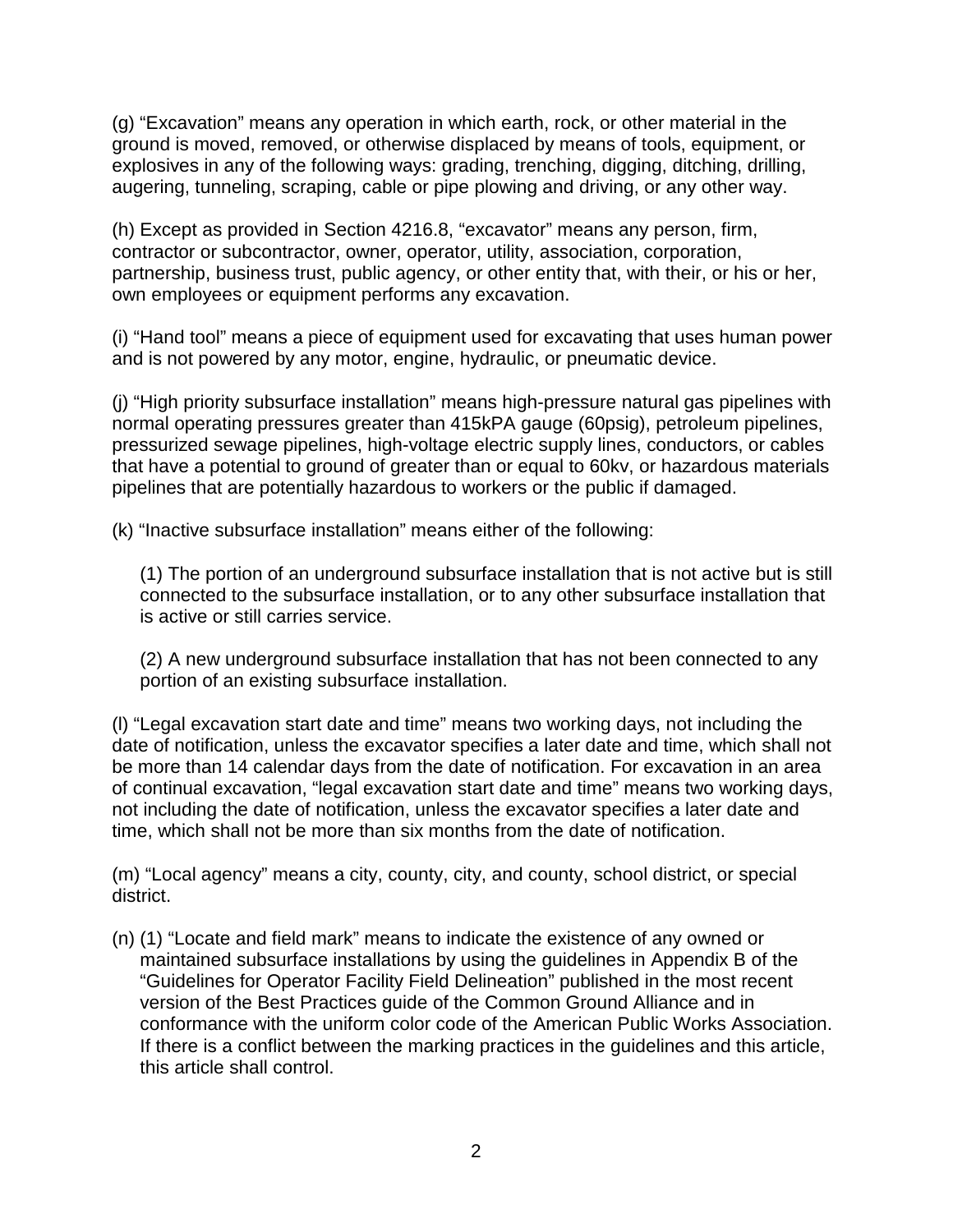(g) “Excavation” means any operation in which earth, rock, or other material in the ground is moved, removed, or otherwise displaced by means of tools, equipment, or explosives in any of the following ways: grading, trenching, digging, ditching, drilling, augering, tunneling, scraping, cable or pipe plowing and driving, or any other way.

(h) Except as provided in Section 4216.8, “excavator” means any person, firm, contractor or subcontractor, owner, operator, utility, association, corporation, partnership, business trust, public agency, or other entity that, with their, or his or her, own employees or equipment performs any excavation.

(i) “Hand tool” means a piece of equipment used for excavating that uses human power and is not powered by any motor, engine, hydraulic, or pneumatic device.

(j) “High priority subsurface installation” means high-pressure natural gas pipelines with normal operating pressures greater than 415kPA gauge (60psig), petroleum pipelines, pressurized sewage pipelines, high-voltage electric supply lines, conductors, or cables that have a potential to ground of greater than or equal to 60kv, or hazardous materials pipelines that are potentially hazardous to workers or the public if damaged.

(k) “Inactive subsurface installation” means either of the following:

(1) The portion of an underground subsurface installation that is not active but is still connected to the subsurface installation, or to any other subsurface installation that is active or still carries service.

(2) A new underground subsurface installation that has not been connected to any portion of an existing subsurface installation.

(l) “Legal excavation start date and time” means two working days, not including the date of notification, unless the excavator specifies a later date and time, which shall not be more than 14 calendar days from the date of notification. For excavation in an area of continual excavation, “legal excavation start date and time” means two working days, not including the date of notification, unless the excavator specifies a later date and time, which shall not be more than six months from the date of notification.

(m) “Local agency” means a city, county, city, and county, school district, or special district.

(n) (1) “Locate and field mark” means to indicate the existence of any owned or maintained subsurface installations by using the guidelines in Appendix B of the “Guidelines for Operator Facility Field Delineation” published in the most recent version of the Best Practices guide of the Common Ground Alliance and in conformance with the uniform color code of the American Public Works Association. If there is a conflict between the marking practices in the guidelines and this article, this article shall control.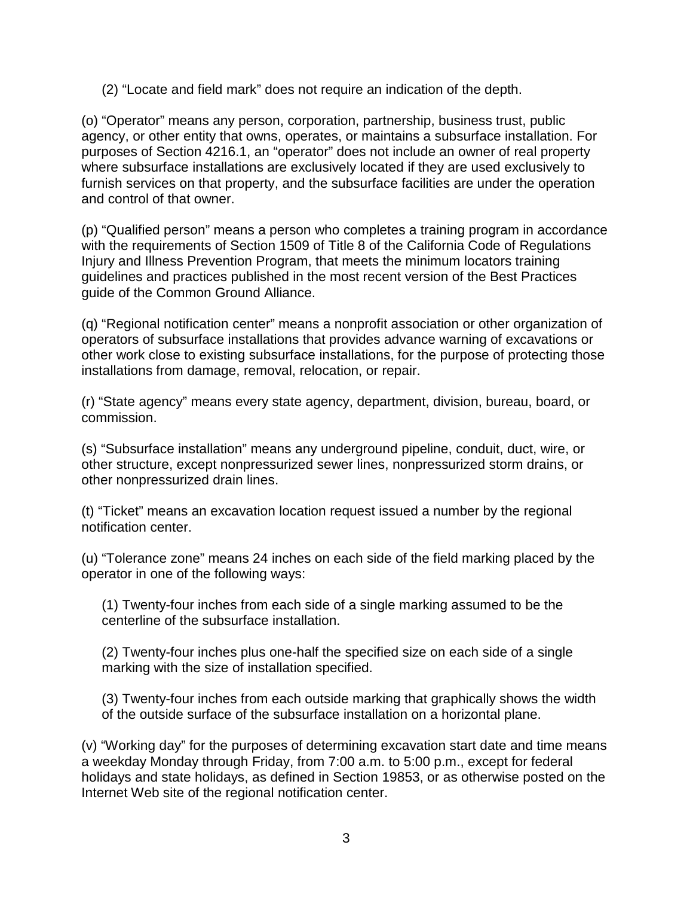(2) "Locate and field mark" does not require an indication of the depth.

(o) "Operator" means any person, corporation, partnership, business trust, public agency, or other entity that owns, operates, or maintains a subsurface installation. For purposes of Section 4216.1, an "operator" does not include an owner of real property where subsurface installations are exclusively located if they are used exclusively to furnish services on that property, and the subsurface facilities are under the operation and control of that owner.

(p) "Qualified person" means a person who completes a training program in accordance with the requirements of Section 1509 of Title 8 of the California Code of Regulations Injury and Illness Prevention Program, that meets the minimum locators training guidelines and practices published in the most recent version of the Best Practices guide of the Common Ground Alliance.

(q) "Regional notification center" means a nonprofit association or other organization of operators of subsurface installations that provides advance warning of excavations or other work close to existing subsurface installations, for the purpose of protecting those installations from damage, removal, relocation, or repair.

(r) "State agency" means every state agency, department, division, bureau, board, or commission.

(s) "Subsurface installation" means any underground pipeline, conduit, duct, wire, or other structure, except nonpressurized sewer lines, nonpressurized storm drains, or other nonpressurized drain lines.

(t) "Ticket" means an excavation location request issued a number by the regional notification center.

(u) "Tolerance zone" means 24 inches on each side of the field marking placed by the operator in one of the following ways:

(1) Twenty-four inches from each side of a single marking assumed to be the centerline of the subsurface installation.

(2) Twenty-four inches plus one-half the specified size on each side of a single marking with the size of installation specified.

(3) Twenty-four inches from each outside marking that graphically shows the width of the outside surface of the subsurface installation on a horizontal plane.

(v) "Working day" for the purposes of determining excavation start date and time means a weekday Monday through Friday, from 7:00 a.m. to 5:00 p.m., except for federal holidays and state holidays, as defined in Section 19853, or as otherwise posted on the Internet Web site of the regional notification center.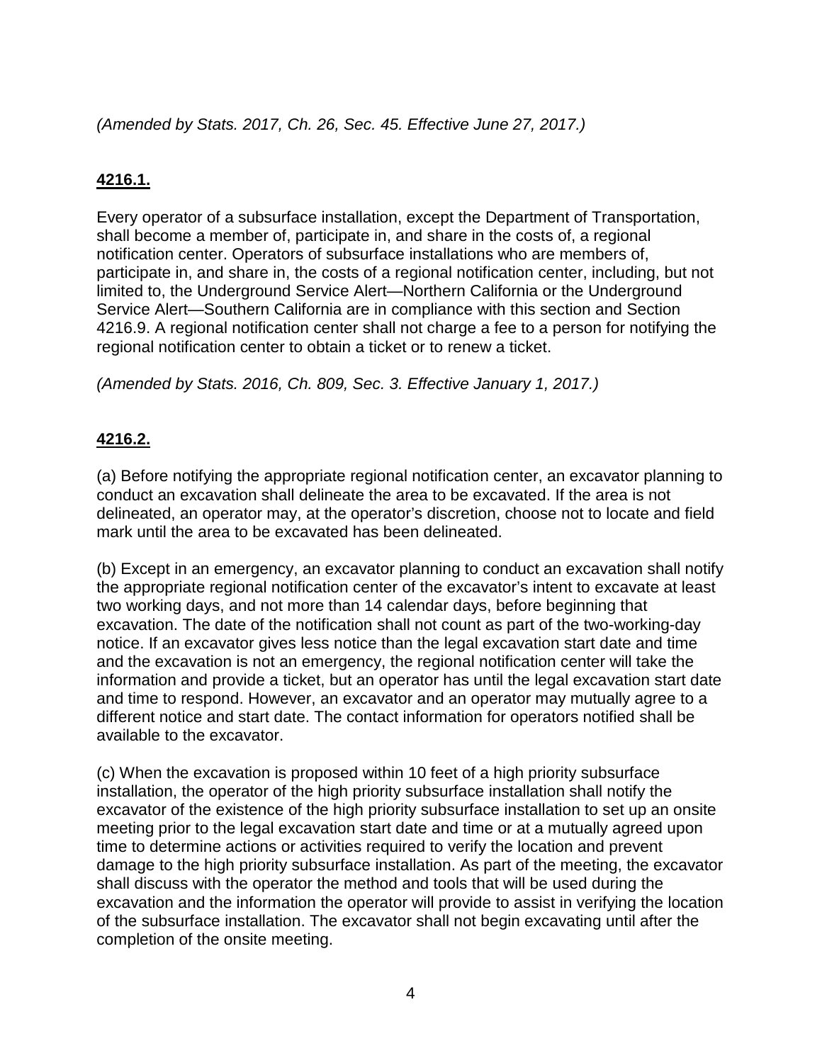*(Amended by Stats. 2017, Ch. 26, Sec. 45. Effective June 27, 2017.)*

## 4216.1.

Every operator of a subsurface installation, except the Department of Transportation, shall become a member of, participate in, and share in the costs of, a regional notification center. Operators of subsurface installations who are members of, participate in, and share in, the costs of a regional notification center, including, but not limited to, the Underground Service Alert—Northern California or the Underground Service Alert—Southern California are in compliance with this section and Section 4216.9. A regional notification center shall not charge a fee to a person for notifying the regional notification center to obtain a ticket or to renew a ticket.

*(Amended by Stats. 2016, Ch. 809, Sec. 3. Effective January 1, 2017.)*

## 4216.2.

(a) Before notifying the appropriate regional notification center, an excavator planning to conduct an excavation shall delineate the area to be excavated. If the area is not delineated, an operator may, at the operator's discretion, choose not to locate and field mark until the area to be excavated has been delineated.

(b) Except in an emergency, an excavator planning to conduct an excavation shall notify the appropriate regional notification center of the excavator's intent to excavate at least two working days, and not more than 14 calendar days, before beginning that excavation. The date of the notification shall not count as part of the two-working-day notice. If an excavator gives less notice than the legal excavation start date and time and the excavation is not an emergency, the regional notification center will take the information and provide a ticket, but an operator has until the legal excavation start date and time to respond. However, an excavator and an operator may mutually agree to a different notice and start date. The contact information for operators notified shall be available to the excavator.

(c) When the excavation is proposed within 10 feet of a high priority subsurface installation, the operator of the high priority subsurface installation shall notify the excavator of the existence of the high priority subsurface installation to set up an onsite meeting prior to the legal excavation start date and time or at a mutually agreed upon time to determine actions or activities required to verify the location and prevent damage to the high priority subsurface installation. As part of the meeting, the excavator shall discuss with the operator the method and tools that will be used during the excavation and the information the operator will provide to assist in verifying the location of the subsurface installation. The excavator shall not begin excavating until after the completion of the onsite meeting.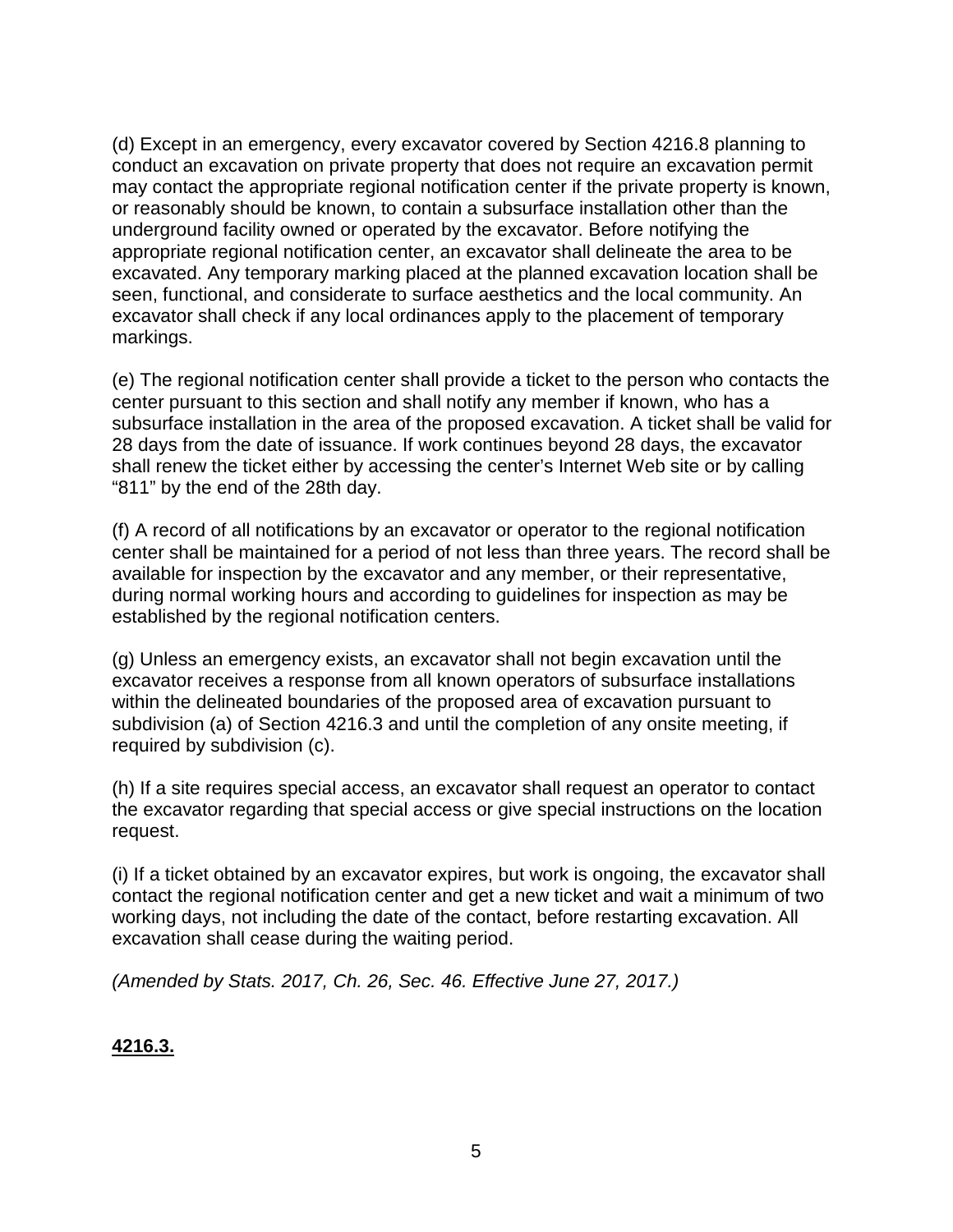(d) Except in an emergency, every excavator covered by Section 4216.8 planning to conduct an excavation on private property that does not require an excavation permit may contact the appropriate regional notification center if the private property is known, or reasonably should be known, to contain a subsurface installation other than the underground facility owned or operated by the excavator. Before notifying the appropriate regional notification center, an excavator shall delineate the area to be excavated. Any temporary marking placed at the planned excavation location shall be seen, functional, and considerate to surface aesthetics and the local community. An excavator shall check if any local ordinances apply to the placement of temporary markings.

(e) The regional notification center shall provide a ticket to the person who contacts the center pursuant to this section and shall notify any member if known, who has a subsurface installation in the area of the proposed excavation. A ticket shall be valid for 28 days from the date of issuance. If work continues beyond 28 days, the excavator shall renew the ticket either by accessing the center's Internet Web site or by calling "811" by the end of the 28th day.

(f) A record of all notifications by an excavator or operator to the regional notification center shall be maintained for a period of not less than three years. The record shall be available for inspection by the excavator and any member, or their representative, during normal working hours and according to guidelines for inspection as may be established by the regional notification centers.

(g) Unless an emergency exists, an excavator shall not begin excavation until the excavator receives a response from all known operators of subsurface installations within the delineated boundaries of the proposed area of excavation pursuant to subdivision (a) of Section 4216.3 and until the completion of any onsite meeting, if required by subdivision (c).

(h) If a site requires special access, an excavator shall request an operator to contact the excavator regarding that special access or give special instructions on the location request.

(i) If a ticket obtained by an excavator expires, but work is ongoing, the excavator shall contact the regional notification center and get a new ticket and wait a minimum of two working days, not including the date of the contact, before restarting excavation. All excavation shall cease during the waiting period.

*(Amended by Stats. 2017, Ch. 26, Sec. 46. Effective June 27, 2017.)*

**4216.3.**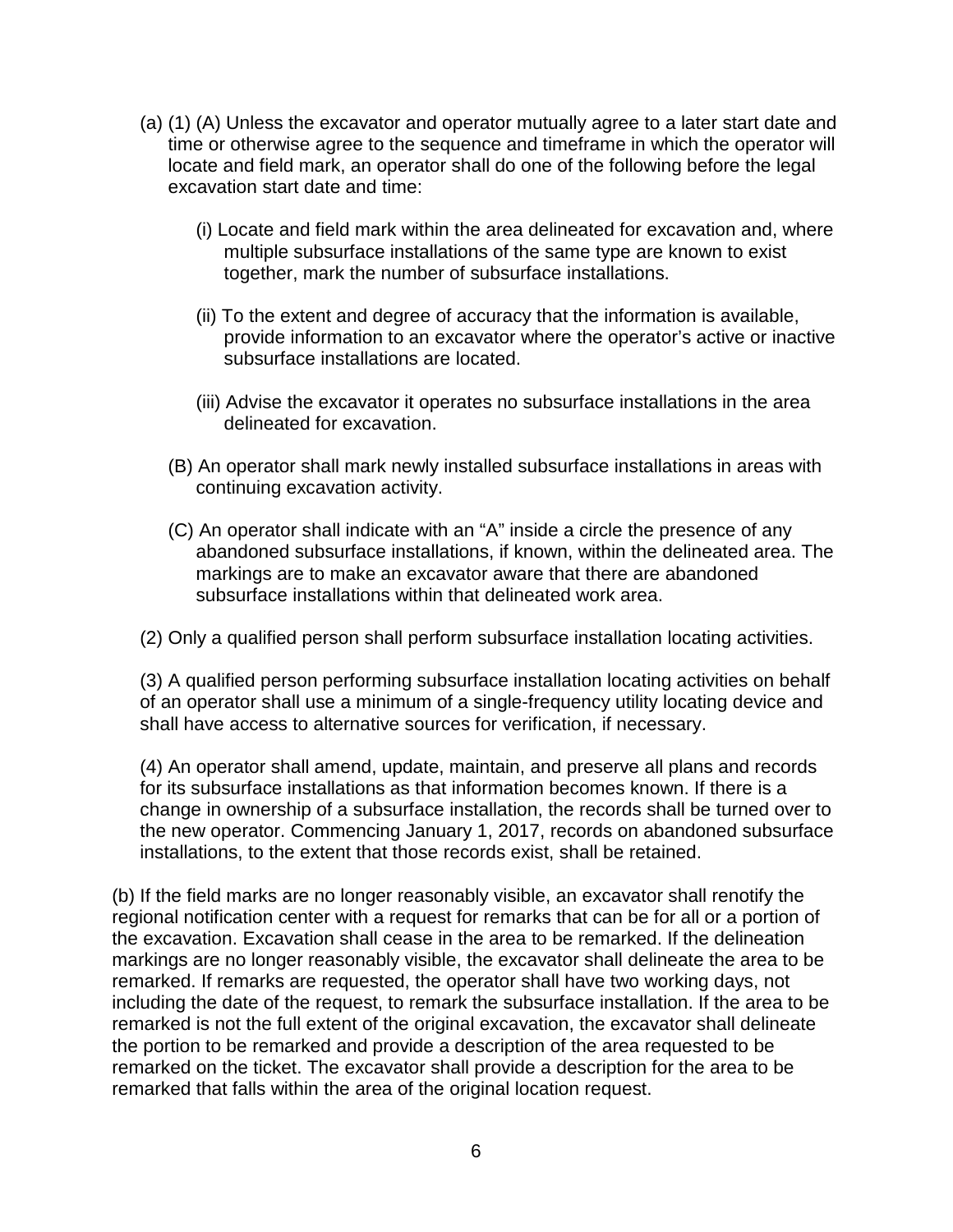(a) (1) (A) Unless the excavator and operator mutually agree to a later start date and time or otherwise agree to the sequence and timeframe in which the operator will locate and field mark, an operator shall do one of the following before the legal excavation start date and time:

(i) Locate and field mark within the area delineated for excavation and, where multiple subsurface installations of the same type are known to exist together, mark the number of subsurface installations.

(ii) To the extent and degree of accuracy that the information is available, provide information to an excavator where the operator's active or inactive subsurface installations are located.

(iii) Advise the excavator it operates no subsurface installations in the area delineated for excavation.

(B) An operator shall mark newly installed subsurface installations in areas with continuing excavation activity.

(C) An operator shall indicate with an "A" inside a circle the presence of any abandoned subsurface installations, if known, within the delineated area. The markings are to make an excavator aware that there are abandoned subsurface installations within that delineated work area.

(2) Only a qualified person shall perform subsurface installation locating activities.

(3) A qualified person performing subsurface installation locating activities on behalf of an operator shall use a minimum of a single-frequency utility locating device and shall have access to alternative sources for verification, if necessary.

(4) An operator shall amend, update, maintain, and preserve all plans and records for its subsurface installations as that information becomes known. If there is a change in ownership of a subsurface installation, the records shall be turned over to the new operator. Commencing January 1, 2017, records on abandoned subsurface installations, to the extent that those records exist, shall be retained.

(b) If the field marks are no longer reasonably visible, an excavator shall renotify the regional notification center with a request for remarks that can be for all or a portion of the excavation. Excavation shall cease in the area to be remarked. If the delineation markings are no longer reasonably visible, the excavator shall delineate the area to be remarked. If remarks are requested, the operator shall have two working days, not including the date of the request, to remark the subsurface installation. If the area to be remarked is not the full extent of the original excavation, the excavator shall delineate the portion to be remarked and provide a description of the area requested to be remarked on the ticket. The excavator shall provide a description for the area to be remarked that falls within the area of the original location request.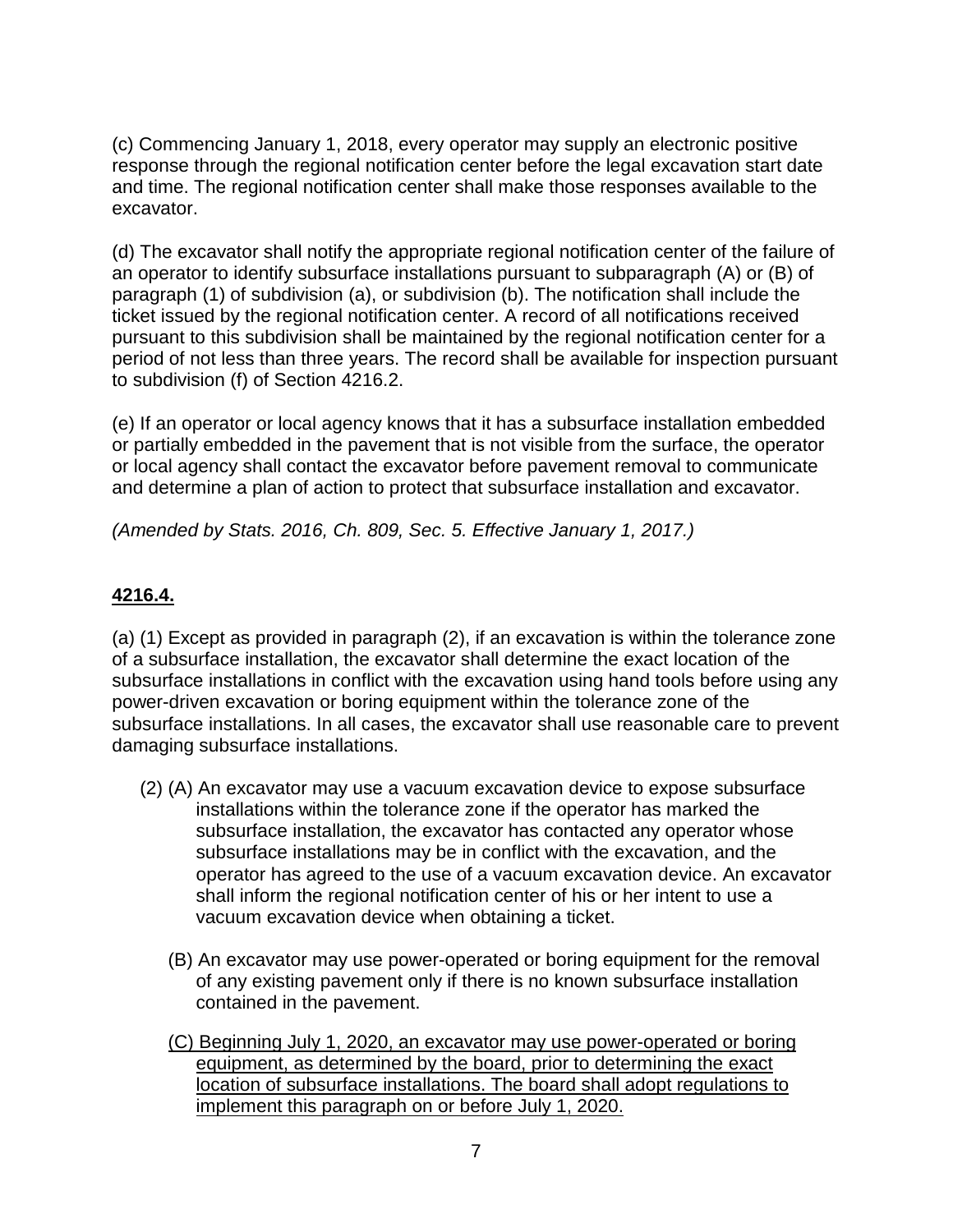(c) Commencing January 1, 2018, every operator may supply an electronic positive response through the regional notification center before the legal excavation start date and time. The regional notification center shall make those responses available to the excavator.

(d) The excavator shall notify the appropriate regional notification center of the failure of an operator to identify subsurface installations pursuant to subparagraph (A) or (B) of paragraph (1) of subdivision (a), or subdivision (b). The notification shall include the ticket issued by the regional notification center. A record of all notifications received pursuant to this subdivision shall be maintained by the regional notification center for a period of not less than three years. The record shall be available for inspection pursuant to subdivision (f) of Section 4216.2.

(e) If an operator or local agency knows that it has a subsurface installation embedded or partially embedded in the pavement that is not visible from the surface, the operator or local agency shall contact the excavator before pavement removal to communicate and determine a plan of action to protect that subsurface installation and excavator.

*(Amended by Stats. 2016, Ch. 809, Sec. 5. Effective January 1, 2017.)*

**<u>4216.4.</u>**

(a) (1) Except as provided in paragraph (2), if an excavation is within the tolerance zone of a subsurface installation, the excavator shall determine the exact location of the subsurface installations in conflict with the excavation using hand tools before using any power-driven excavation or boring equipment within the tolerance zone of the subsurface installations. In all cases, the excavator shall use reasonable care to prevent damaging subsurface installations.

(2) (A) An excavator may use a vacuum excavation device to expose subsurface installations within the tolerance zone if the operator has marked the subsurface installation, the excavator has contacted any operator whose subsurface installations may be in conflict with the excavation, and the operator has agreed to the use of a vacuum excavation device. An excavator shall inform the regional notification center of his or her intent to use a vacuum excavation device when obtaining a ticket.

(B) An excavator may use power-operated or boring equipment for the removal of any existing pavement only if there is no known subsurface installation contained in the pavement.

<u>(C) Beginning July 1, 2020, an excavator may use power-operated or boring equipment, as determined by the board, prior to determining the exact location of subsurface installations. The board shall adopt regulations to implement this paragraph on or before July 1, 2020.</u>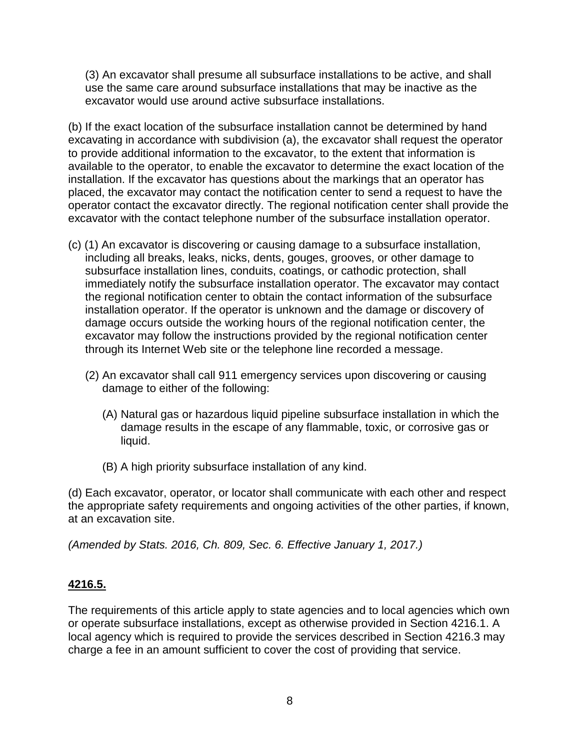(3) An excavator shall presume all subsurface installations to be active, and shall use the same care around subsurface installations that may be inactive as the excavator would use around active subsurface installations.

(b) If the exact location of the subsurface installation cannot be determined by hand excavating in accordance with subdivision (a), the excavator shall request the operator to provide additional information to the excavator, to the extent that information is available to the operator, to enable the excavator to determine the exact location of the installation. If the excavator has questions about the markings that an operator has placed, the excavator may contact the notification center to send a request to have the operator contact the excavator directly. The regional notification center shall provide the excavator with the contact telephone number of the subsurface installation operator.

(c) (1) An excavator is discovering or causing damage to a subsurface installation, including all breaks, leaks, nicks, dents, gouges, grooves, or other damage to subsurface installation lines, conduits, coatings, or cathodic protection, shall immediately notify the subsurface installation operator. The excavator may contact the regional notification center to obtain the contact information of the subsurface installation operator. If the operator is unknown and the damage or discovery of damage occurs outside the working hours of the regional notification center, the excavator may follow the instructions provided by the regional notification center through its Internet Web site or the telephone line recorded a message.

(2) An excavator shall call 911 emergency services upon discovering or causing damage to either of the following:

(A) Natural gas or hazardous liquid pipeline subsurface installation in which the damage results in the escape of any flammable, toxic, or corrosive gas or liquid.

(B) A high priority subsurface installation of any kind.

(d) Each excavator, operator, or locator shall communicate with each other and respect the appropriate safety requirements and ongoing activities of the other parties, if known, at an excavation site.

*(Amended by Stats. 2016, Ch. 809, Sec. 6. Effective January 1, 2017.)*

**4216.5.**

The requirements of this article apply to state agencies and to local agencies which own or operate subsurface installations, except as otherwise provided in Section 4216.1. A local agency which is required to provide the services described in Section 4216.3 may charge a fee in an amount sufficient to cover the cost of providing that service.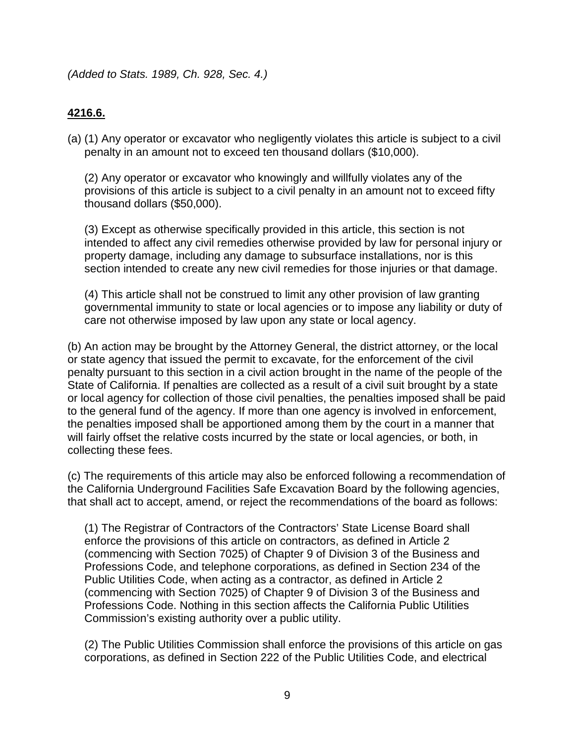*(Added to Stats. 1989, Ch. 928, Sec. 4.)*

**4216.6.**

(a) (1) Any operator or excavator who negligently violates this article is subject to a civil penalty in an amount not to exceed ten thousand dollars ($10,000).

(2) Any operator or excavator who knowingly and willfully violates any of the provisions of this article is subject to a civil penalty in an amount not to exceed fifty thousand dollars ($50,000).

(3) Except as otherwise specifically provided in this article, this section is not intended to affect any civil remedies otherwise provided by law for personal injury or property damage, including any damage to subsurface installations, nor is this section intended to create any new civil remedies for those injuries or that damage.

(4) This article shall not be construed to limit any other provision of law granting governmental immunity to state or local agencies or to impose any liability or duty of care not otherwise imposed by law upon any state or local agency.

(b) An action may be brought by the Attorney General, the district attorney, or the local or state agency that issued the permit to excavate, for the enforcement of the civil penalty pursuant to this section in a civil action brought in the name of the people of the State of California. If penalties are collected as a result of a civil suit brought by a state or local agency for collection of those civil penalties, the penalties imposed shall be paid to the general fund of the agency. If more than one agency is involved in enforcement, the penalties imposed shall be apportioned among them by the court in a manner that will fairly offset the relative costs incurred by the state or local agencies, or both, in collecting these fees.

(c) The requirements of this article may also be enforced following a recommendation of the California Underground Facilities Safe Excavation Board by the following agencies, that shall act to accept, amend, or reject the recommendations of the board as follows:

(1) The Registrar of Contractors of the Contractors' State License Board shall enforce the provisions of this article on contractors, as defined in Article 2 (commencing with Section 7025) of Chapter 9 of Division 3 of the Business and Professions Code, and telephone corporations, as defined in Section 234 of the Public Utilities Code, when acting as a contractor, as defined in Article 2 (commencing with Section 7025) of Chapter 9 of Division 3 of the Business and Professions Code. Nothing in this section affects the California Public Utilities Commission's existing authority over a public utility.

(2) The Public Utilities Commission shall enforce the provisions of this article on gas corporations, as defined in Section 222 of the Public Utilities Code, and electrical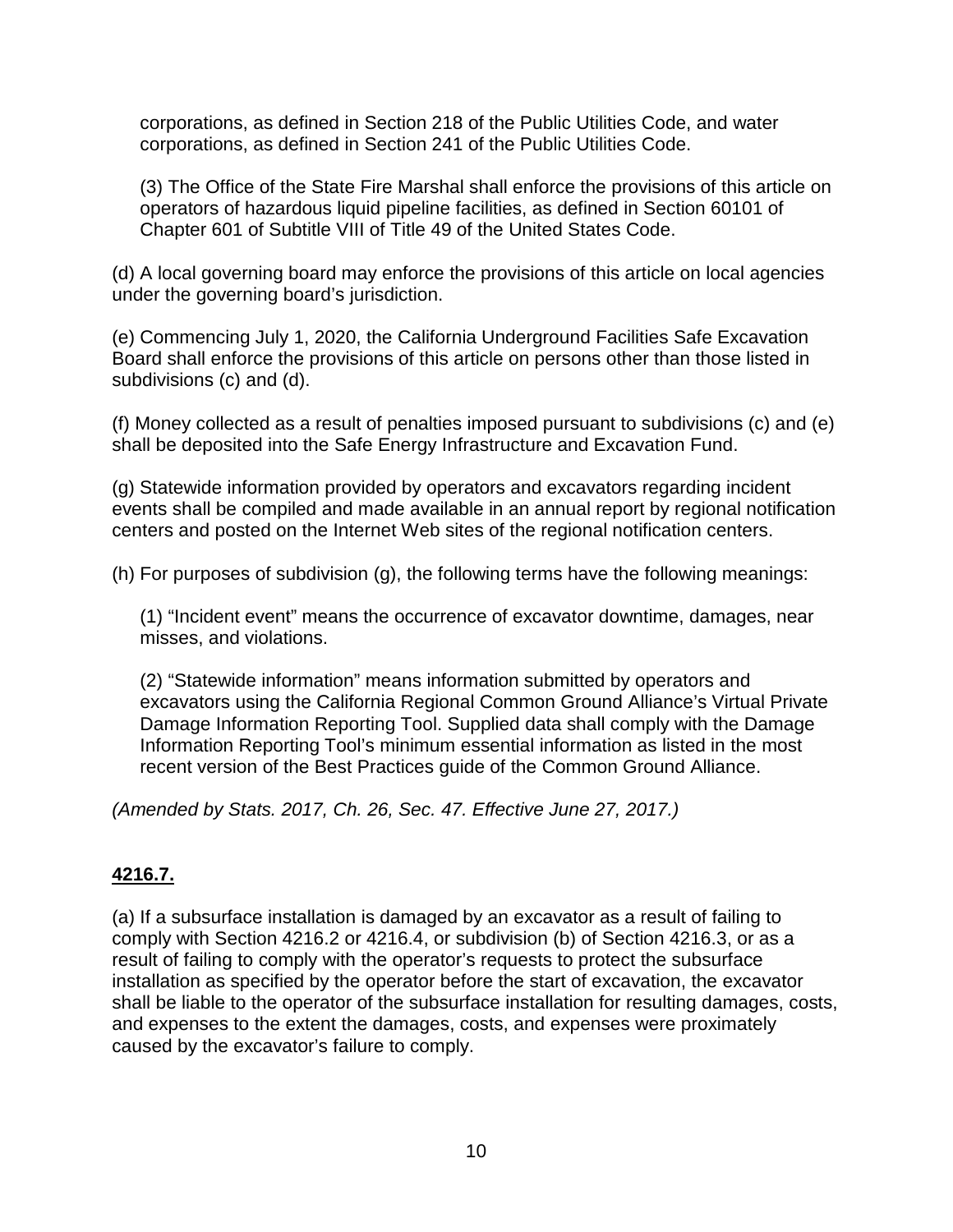corporations, as defined in Section 218 of the Public Utilities Code, and water corporations, as defined in Section 241 of the Public Utilities Code.

(3) The Office of the State Fire Marshal shall enforce the provisions of this article on operators of hazardous liquid pipeline facilities, as defined in Section 60101 of Chapter 601 of Subtitle VIII of Title 49 of the United States Code.

(d) A local governing board may enforce the provisions of this article on local agencies under the governing board's jurisdiction.

(e) Commencing July 1, 2020, the California Underground Facilities Safe Excavation Board shall enforce the provisions of this article on persons other than those listed in subdivisions (c) and (d).

(f) Money collected as a result of penalties imposed pursuant to subdivisions (c) and (e) shall be deposited into the Safe Energy Infrastructure and Excavation Fund.

(g) Statewide information provided by operators and excavators regarding incident events shall be compiled and made available in an annual report by regional notification centers and posted on the Internet Web sites of the regional notification centers.

(h) For purposes of subdivision (g), the following terms have the following meanings:

(1) "Incident event" means the occurrence of excavator downtime, damages, near misses, and violations.

(2) "Statewide information" means information submitted by operators and excavators using the California Regional Common Ground Alliance's Virtual Private Damage Information Reporting Tool. Supplied data shall comply with the Damage Information Reporting Tool's minimum essential information as listed in the most recent version of the Best Practices guide of the Common Ground Alliance.

*(Amended by Stats. 2017, Ch. 26, Sec. 47. Effective June 27, 2017.)*

## **4216.7.**

(a) If a subsurface installation is damaged by an excavator as a result of failing to comply with Section 4216.2 or 4216.4, or subdivision (b) of Section 4216.3, or as a result of failing to comply with the operator's requests to protect the subsurface installation as specified by the operator before the start of excavation, the excavator shall be liable to the operator of the subsurface installation for resulting damages, costs, and expenses to the extent the damages, costs, and expenses were proximately caused by the excavator's failure to comply.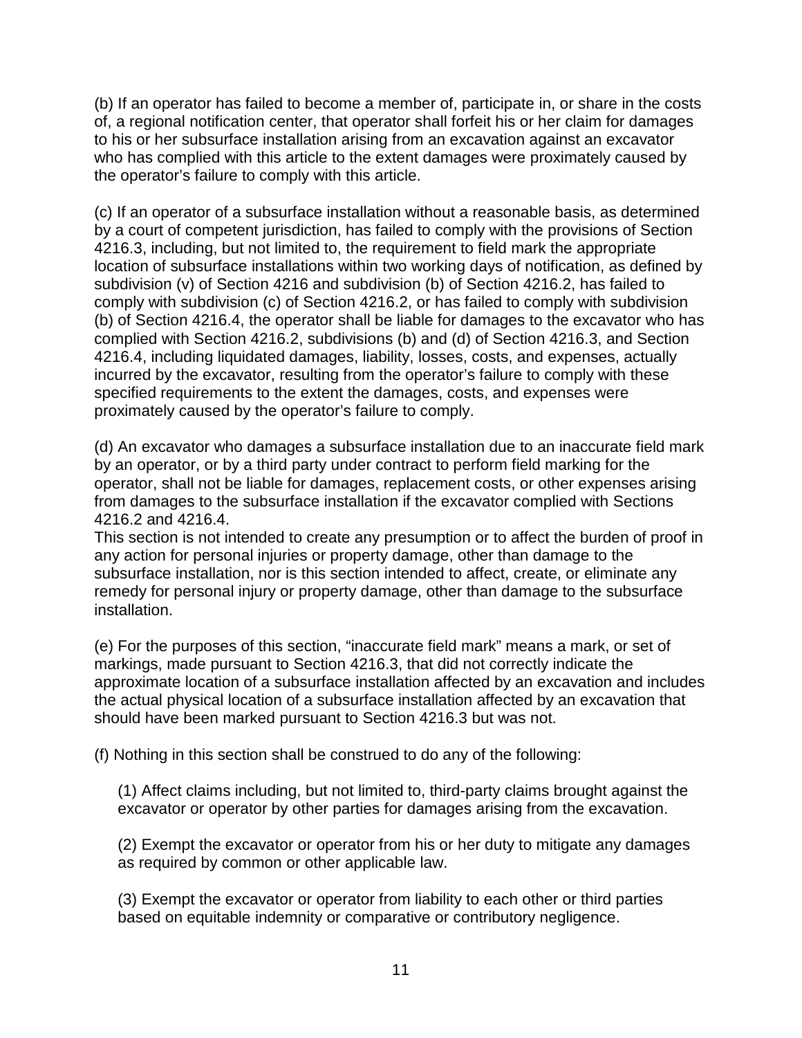(b) If an operator has failed to become a member of, participate in, or share in the costs of, a regional notification center, that operator shall forfeit his or her claim for damages to his or her subsurface installation arising from an excavation against an excavator who has complied with this article to the extent damages were proximately caused by the operator's failure to comply with this article.

(c) If an operator of a subsurface installation without a reasonable basis, as determined by a court of competent jurisdiction, has failed to comply with the provisions of Section 4216.3, including, but not limited to, the requirement to field mark the appropriate location of subsurface installations within two working days of notification, as defined by subdivision (v) of Section 4216 and subdivision (b) of Section 4216.2, has failed to comply with subdivision (c) of Section 4216.2, or has failed to comply with subdivision (b) of Section 4216.4, the operator shall be liable for damages to the excavator who has complied with Section 4216.2, subdivisions (b) and (d) of Section 4216.3, and Section 4216.4, including liquidated damages, liability, losses, costs, and expenses, actually incurred by the excavator, resulting from the operator's failure to comply with these specified requirements to the extent the damages, costs, and expenses were proximately caused by the operator's failure to comply.

(d) An excavator who damages a subsurface installation due to an inaccurate field mark by an operator, or by a third party under contract to perform field marking for the operator, shall not be liable for damages, replacement costs, or other expenses arising from damages to the subsurface installation if the excavator complied with Sections 4216.2 and 4216.4.
This section is not intended to create any presumption or to affect the burden of proof in any action for personal injuries or property damage, other than damage to the subsurface installation, nor is this section intended to affect, create, or eliminate any remedy for personal injury or property damage, other than damage to the subsurface installation.

(e) For the purposes of this section, "inaccurate field mark" means a mark, or set of markings, made pursuant to Section 4216.3, that did not correctly indicate the approximate location of a subsurface installation affected by an excavation and includes the actual physical location of a subsurface installation affected by an excavation that should have been marked pursuant to Section 4216.3 but was not.

(f) Nothing in this section shall be construed to do any of the following:

(1) Affect claims including, but not limited to, third-party claims brought against the excavator or operator by other parties for damages arising from the excavation.

(2) Exempt the excavator or operator from his or her duty to mitigate any damages as required by common or other applicable law.

(3) Exempt the excavator or operator from liability to each other or third parties based on equitable indemnity or comparative or contributory negligence.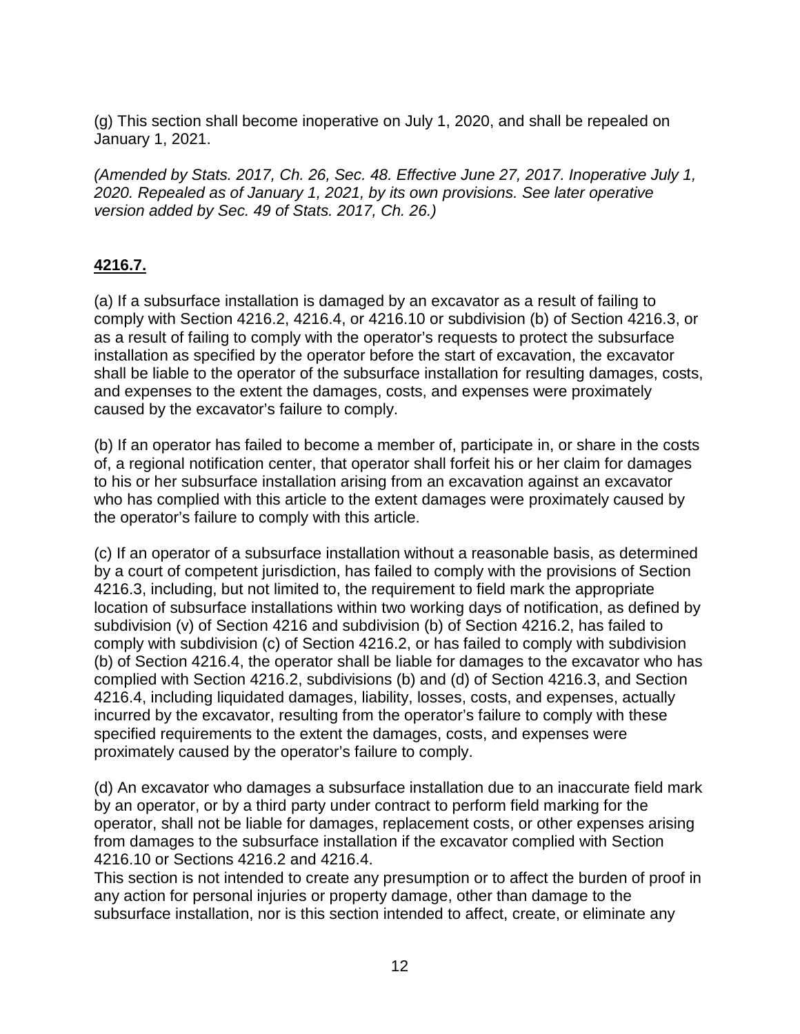(g) This section shall become inoperative on July 1, 2020, and shall be repealed on January 1, 2021.

*(Amended by Stats. 2017, Ch. 26, Sec. 48. Effective June 27, 2017. Inoperative July 1, 2020. Repealed as of January 1, 2021, by its own provisions. See later operative version added by Sec. 49 of Stats. 2017, Ch. 26.)*

## **4216.7.**

(a) If a subsurface installation is damaged by an excavator as a result of failing to comply with Section 4216.2, 4216.4, or 4216.10 or subdivision (b) of Section 4216.3, or as a result of failing to comply with the operator's requests to protect the subsurface installation as specified by the operator before the start of excavation, the excavator shall be liable to the operator of the subsurface installation for resulting damages, costs, and expenses to the extent the damages, costs, and expenses were proximately caused by the excavator's failure to comply.

(b) If an operator has failed to become a member of, participate in, or share in the costs of, a regional notification center, that operator shall forfeit his or her claim for damages to his or her subsurface installation arising from an excavation against an excavator who has complied with this article to the extent damages were proximately caused by the operator's failure to comply with this article.

(c) If an operator of a subsurface installation without a reasonable basis, as determined by a court of competent jurisdiction, has failed to comply with the provisions of Section 4216.3, including, but not limited to, the requirement to field mark the appropriate location of subsurface installations within two working days of notification, as defined by subdivision (v) of Section 4216 and subdivision (b) of Section 4216.2, has failed to comply with subdivision (c) of Section 4216.2, or has failed to comply with subdivision (b) of Section 4216.4, the operator shall be liable for damages to the excavator who has complied with Section 4216.2, subdivisions (b) and (d) of Section 4216.3, and Section 4216.4, including liquidated damages, liability, losses, costs, and expenses, actually incurred by the excavator, resulting from the operator's failure to comply with these specified requirements to the extent the damages, costs, and expenses were proximately caused by the operator's failure to comply.

(d) An excavator who damages a subsurface installation due to an inaccurate field mark by an operator, or by a third party under contract to perform field marking for the operator, shall not be liable for damages, replacement costs, or other expenses arising from damages to the subsurface installation if the excavator complied with Section 4216.10 or Sections 4216.2 and 4216.4.

This section is not intended to create any presumption or to affect the burden of proof in any action for personal injuries or property damage, other than damage to the subsurface installation, nor is this section intended to affect, create, or eliminate any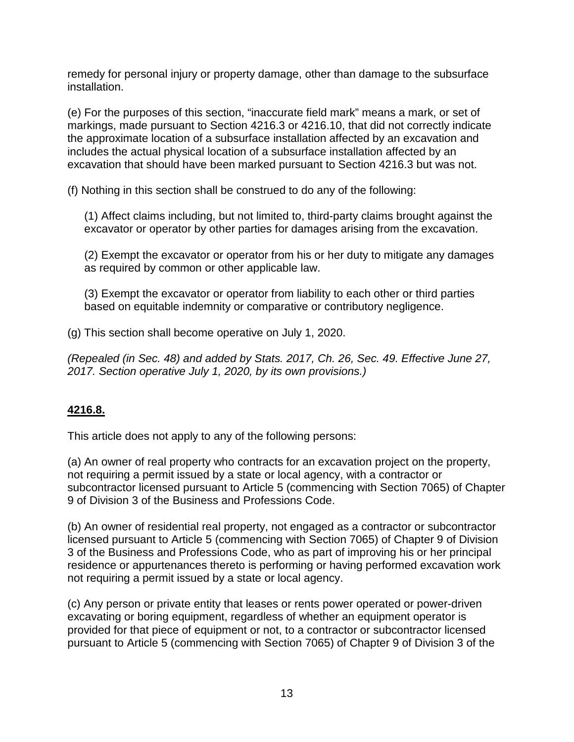remedy for personal injury or property damage, other than damage to the subsurface installation.

(e) For the purposes of this section, “inaccurate field mark” means a mark, or set of markings, made pursuant to Section 4216.3 or 4216.10, that did not correctly indicate the approximate location of a subsurface installation affected by an excavation and includes the actual physical location of a subsurface installation affected by an excavation that should have been marked pursuant to Section 4216.3 but was not.

(f) Nothing in this section shall be construed to do any of the following:

(1) Affect claims including, but not limited to, third-party claims brought against the excavator or operator by other parties for damages arising from the excavation.

(2) Exempt the excavator or operator from his or her duty to mitigate any damages as required by common or other applicable law.

(3) Exempt the excavator or operator from liability to each other or third parties based on equitable indemnity or comparative or contributory negligence.

(g) This section shall become operative on July 1, 2020.

*(Repealed (in Sec. 48) and added by Stats. 2017, Ch. 26, Sec. 49. Effective June 27, 2017. Section operative July 1, 2020, by its own provisions.)*

## 4216.8.

This article does not apply to any of the following persons:

(a) An owner of real property who contracts for an excavation project on the property, not requiring a permit issued by a state or local agency, with a contractor or subcontractor licensed pursuant to Article 5 (commencing with Section 7065) of Chapter 9 of Division 3 of the Business and Professions Code.

(b) An owner of residential real property, not engaged as a contractor or subcontractor licensed pursuant to Article 5 (commencing with Section 7065) of Chapter 9 of Division 3 of the Business and Professions Code, who as part of improving his or her principal residence or appurtenances thereto is performing or having performed excavation work not requiring a permit issued by a state or local agency.

(c) Any person or private entity that leases or rents power operated or power-driven excavating or boring equipment, regardless of whether an equipment operator is provided for that piece of equipment or not, to a contractor or subcontractor licensed pursuant to Article 5 (commencing with Section 7065) of Chapter 9 of Division 3 of the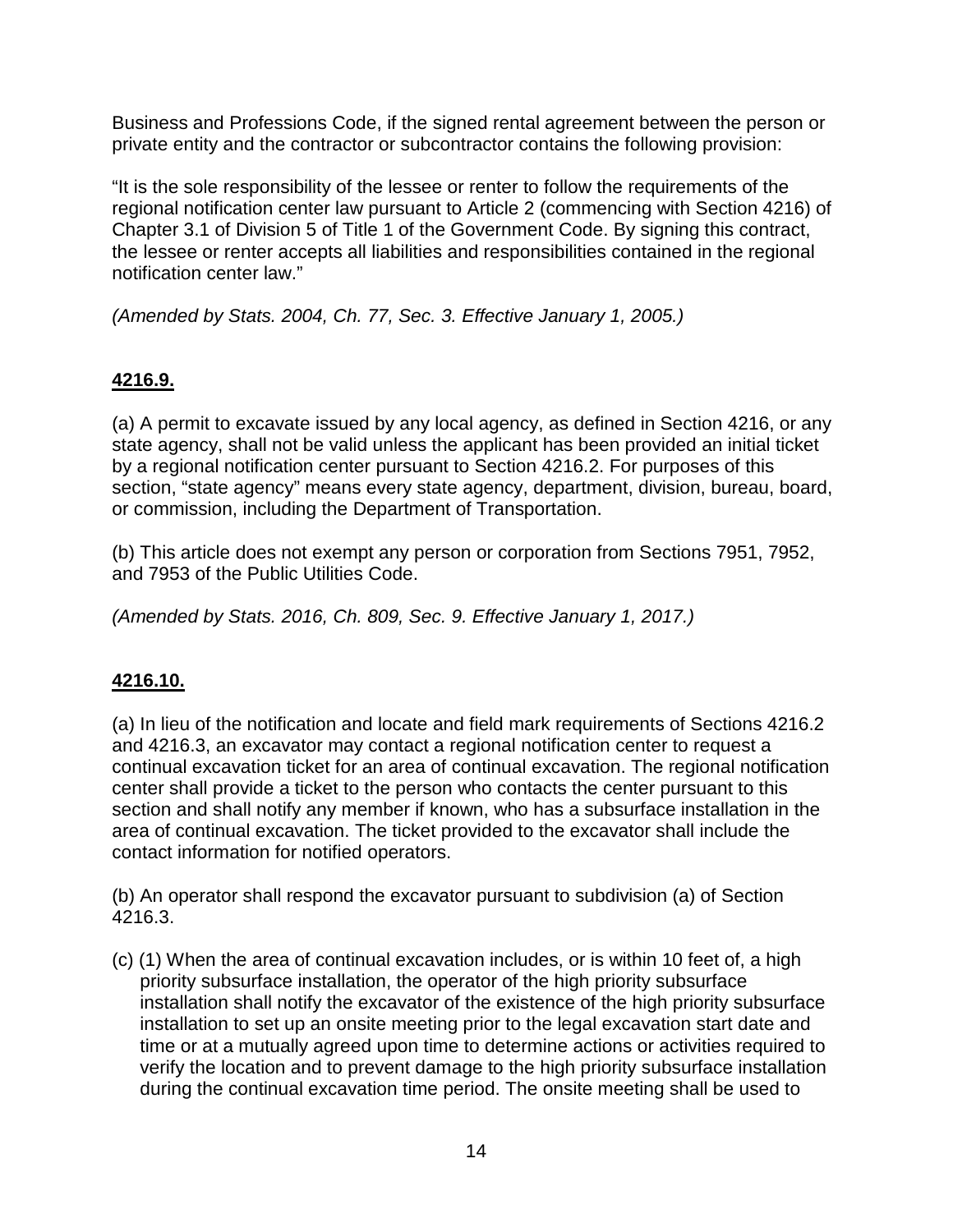Business and Professions Code, if the signed rental agreement between the person or private entity and the contractor or subcontractor contains the following provision:

"It is the sole responsibility of the lessee or renter to follow the requirements of the regional notification center law pursuant to Article 2 (commencing with Section 4216) of Chapter 3.1 of Division 5 of Title 1 of the Government Code. By signing this contract, the lessee or renter accepts all liabilities and responsibilities contained in the regional notification center law."

*(Amended by Stats. 2004, Ch. 77, Sec. 3. Effective January 1, 2005.)*

## 4216.9.

(a) A permit to excavate issued by any local agency, as defined in Section 4216, or any state agency, shall not be valid unless the applicant has been provided an initial ticket by a regional notification center pursuant to Section 4216.2. For purposes of this section, "state agency" means every state agency, department, division, bureau, board, or commission, including the Department of Transportation.

(b) This article does not exempt any person or corporation from Sections 7951, 7952, and 7953 of the Public Utilities Code.

*(Amended by Stats. 2016, Ch. 809, Sec. 9. Effective January 1, 2017.)*

## 4216.10.

(a) In lieu of the notification and locate and field mark requirements of Sections 4216.2 and 4216.3, an excavator may contact a regional notification center to request a continual excavation ticket for an area of continual excavation. The regional notification center shall provide a ticket to the person who contacts the center pursuant to this section and shall notify any member if known, who has a subsurface installation in the area of continual excavation. The ticket provided to the excavator shall include the contact information for notified operators.

(b) An operator shall respond the excavator pursuant to subdivision (a) of Section 4216.3.

(c) (1) When the area of continual excavation includes, or is within 10 feet of, a high priority subsurface installation, the operator of the high priority subsurface installation shall notify the excavator of the existence of the high priority subsurface installation to set up an onsite meeting prior to the legal excavation start date and time or at a mutually agreed upon time to determine actions or activities required to verify the location and to prevent damage to the high priority subsurface installation during the continual excavation time period. The onsite meeting shall be used to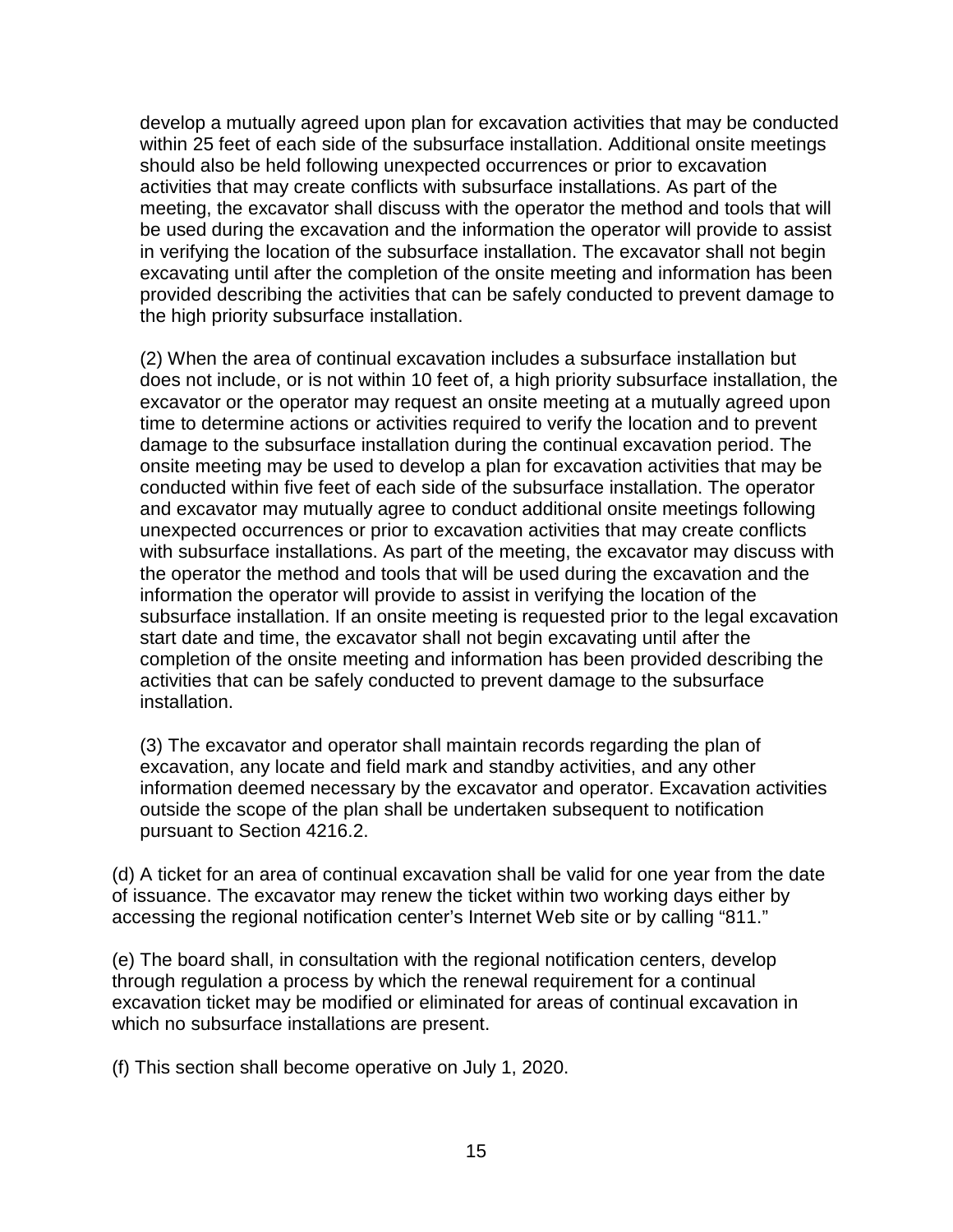develop a mutually agreed upon plan for excavation activities that may be conducted within 25 feet of each side of the subsurface installation. Additional onsite meetings should also be held following unexpected occurrences or prior to excavation activities that may create conflicts with subsurface installations. As part of the meeting, the excavator shall discuss with the operator the method and tools that will be used during the excavation and the information the operator will provide to assist in verifying the location of the subsurface installation. The excavator shall not begin excavating until after the completion of the onsite meeting and information has been provided describing the activities that can be safely conducted to prevent damage to the high priority subsurface installation.

(2) When the area of continual excavation includes a subsurface installation but does not include, or is not within 10 feet of, a high priority subsurface installation, the excavator or the operator may request an onsite meeting at a mutually agreed upon time to determine actions or activities required to verify the location and to prevent damage to the subsurface installation during the continual excavation period. The onsite meeting may be used to develop a plan for excavation activities that may be conducted within five feet of each side of the subsurface installation. The operator and excavator may mutually agree to conduct additional onsite meetings following unexpected occurrences or prior to excavation activities that may create conflicts with subsurface installations. As part of the meeting, the excavator may discuss with the operator the method and tools that will be used during the excavation and the information the operator will provide to assist in verifying the location of the subsurface installation. If an onsite meeting is requested prior to the legal excavation start date and time, the excavator shall not begin excavating until after the completion of the onsite meeting and information has been provided describing the activities that can be safely conducted to prevent damage to the subsurface installation.

(3) The excavator and operator shall maintain records regarding the plan of excavation, any locate and field mark and standby activities, and any other information deemed necessary by the excavator and operator. Excavation activities outside the scope of the plan shall be undertaken subsequent to notification pursuant to Section 4216.2.

(d) A ticket for an area of continual excavation shall be valid for one year from the date of issuance. The excavator may renew the ticket within two working days either by accessing the regional notification center's Internet Web site or by calling "811."

(e) The board shall, in consultation with the regional notification centers, develop through regulation a process by which the renewal requirement for a continual excavation ticket may be modified or eliminated for areas of continual excavation in which no subsurface installations are present.

(f) This section shall become operative on July 1, 2020.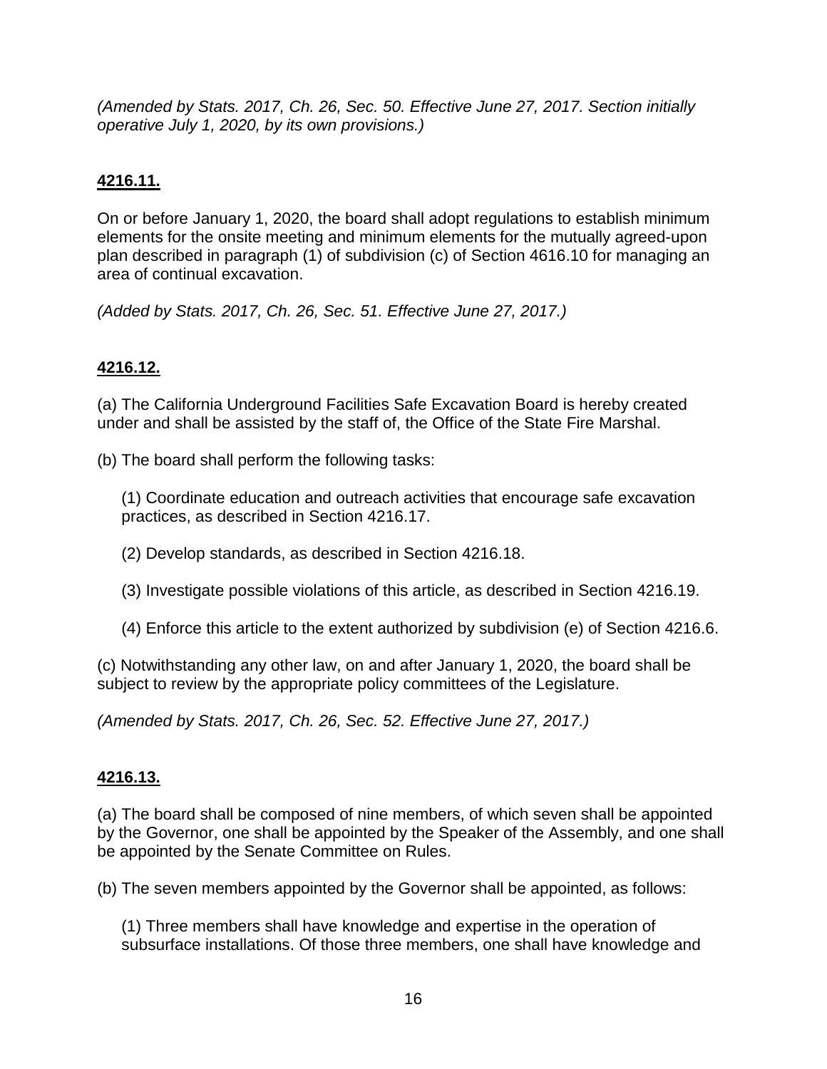*(Amended by Stats. 2017, Ch. 26, Sec. 50. Effective June 27, 2017. Section initially operative July 1, 2020, by its own provisions.)*

**4216.11.**

On or before January 1, 2020, the board shall adopt regulations to establish minimum elements for the onsite meeting and minimum elements for the mutually agreed-upon plan described in paragraph (1) of subdivision (c) of Section 4616.10 for managing an area of continual excavation.

*(Added by Stats. 2017, Ch. 26, Sec. 51. Effective June 27, 2017.)*

**4216.12.**

(a) The California Underground Facilities Safe Excavation Board is hereby created under and shall be assisted by the staff of, the Office of the State Fire Marshal.

(b) The board shall perform the following tasks:

(1) Coordinate education and outreach activities that encourage safe excavation practices, as described in Section 4216.17.

(2) Develop standards, as described in Section 4216.18.

(3) Investigate possible violations of this article, as described in Section 4216.19.

(4) Enforce this article to the extent authorized by subdivision (e) of Section 4216.6.

(c) Notwithstanding any other law, on and after January 1, 2020, the board shall be subject to review by the appropriate policy committees of the Legislature.

*(Amended by Stats. 2017, Ch. 26, Sec. 52. Effective June 27, 2017.)*

**4216.13.**

(a) The board shall be composed of nine members, of which seven shall be appointed by the Governor, one shall be appointed by the Speaker of the Assembly, and one shall be appointed by the Senate Committee on Rules.

(b) The seven members appointed by the Governor shall be appointed, as follows:

(1) Three members shall have knowledge and expertise in the operation of subsurface installations. Of those three members, one shall have knowledge and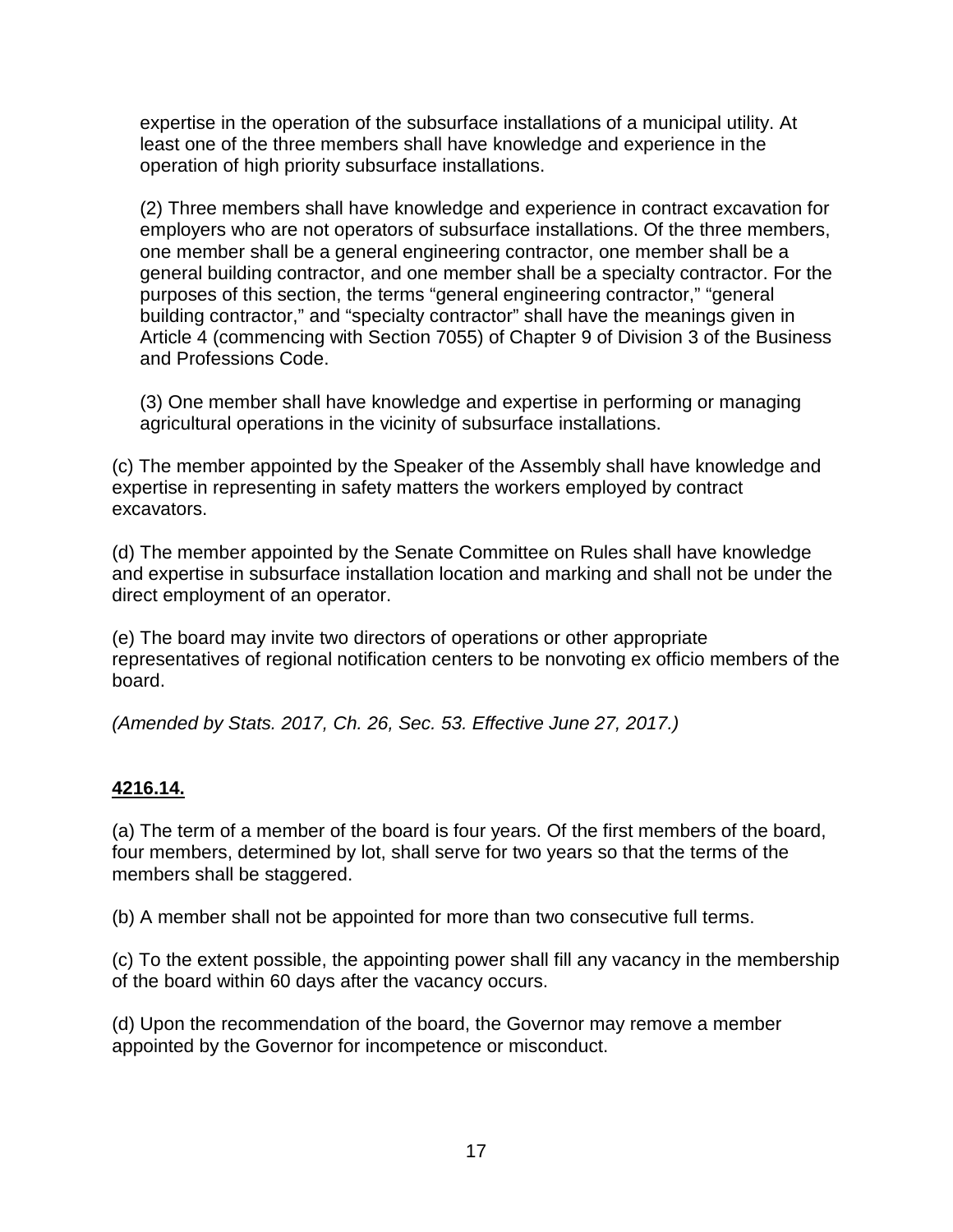expertise in the operation of the subsurface installations of a municipal utility. At least one of the three members shall have knowledge and experience in the operation of high priority subsurface installations.

(2) Three members shall have knowledge and experience in contract excavation for employers who are not operators of subsurface installations. Of the three members, one member shall be a general engineering contractor, one member shall be a general building contractor, and one member shall be a specialty contractor. For the purposes of this section, the terms “general engineering contractor,” “general building contractor,” and “specialty contractor” shall have the meanings given in Article 4 (commencing with Section 7055) of Chapter 9 of Division 3 of the Business and Professions Code.

(3) One member shall have knowledge and expertise in performing or managing agricultural operations in the vicinity of subsurface installations.

(c) The member appointed by the Speaker of the Assembly shall have knowledge and expertise in representing in safety matters the workers employed by contract excavators.

(d) The member appointed by the Senate Committee on Rules shall have knowledge and expertise in subsurface installation location and marking and shall not be under the direct employment of an operator.

(e) The board may invite two directors of operations or other appropriate representatives of regional notification centers to be nonvoting ex officio members of the board.

*(Amended by Stats. 2017, Ch. 26, Sec. 53. Effective June 27, 2017.)*

**4216.14.**

(a) The term of a member of the board is four years. Of the first members of the board, four members, determined by lot, shall serve for two years so that the terms of the members shall be staggered.

(b) A member shall not be appointed for more than two consecutive full terms.

(c) To the extent possible, the appointing power shall fill any vacancy in the membership of the board within 60 days after the vacancy occurs.

(d) Upon the recommendation of the board, the Governor may remove a member appointed by the Governor for incompetence or misconduct.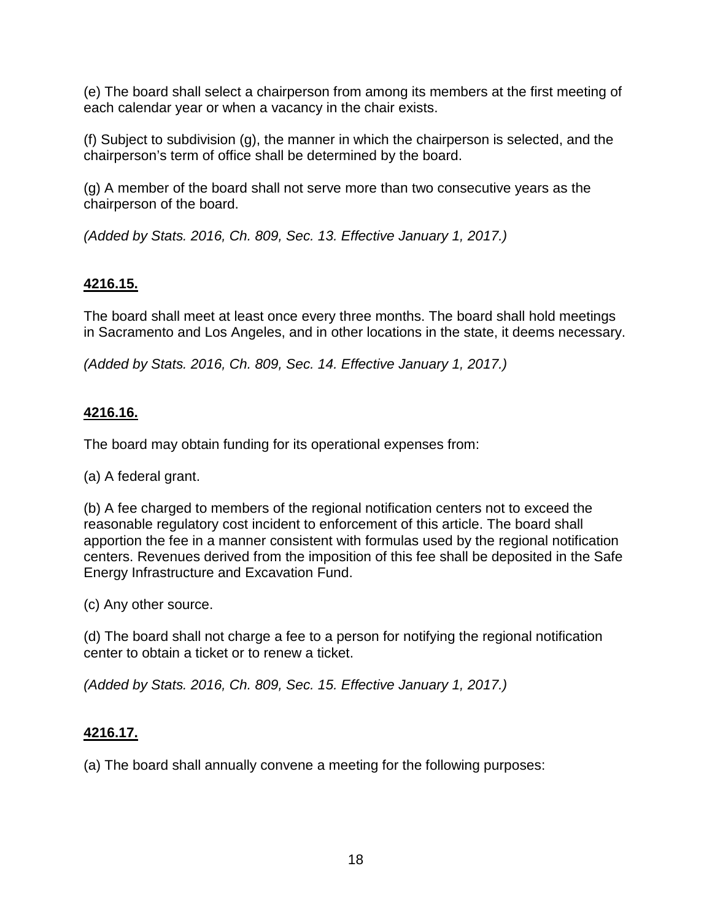(e) The board shall select a chairperson from among its members at the first meeting of each calendar year or when a vacancy in the chair exists.

(f) Subject to subdivision (g), the manner in which the chairperson is selected, and the chairperson's term of office shall be determined by the board.

(g) A member of the board shall not serve more than two consecutive years as the chairperson of the board.

*(Added by Stats. 2016, Ch. 809, Sec. 13. Effective January 1, 2017.)*

**4216.15.**

The board shall meet at least once every three months. The board shall hold meetings in Sacramento and Los Angeles, and in other locations in the state, it deems necessary.

*(Added by Stats. 2016, Ch. 809, Sec. 14. Effective January 1, 2017.)*

**4216.16.**

The board may obtain funding for its operational expenses from:

(a) A federal grant.

(b) A fee charged to members of the regional notification centers not to exceed the reasonable regulatory cost incident to enforcement of this article. The board shall apportion the fee in a manner consistent with formulas used by the regional notification centers. Revenues derived from the imposition of this fee shall be deposited in the Safe Energy Infrastructure and Excavation Fund.

(c) Any other source.

(d) The board shall not charge a fee to a person for notifying the regional notification center to obtain a ticket or to renew a ticket.

*(Added by Stats. 2016, Ch. 809, Sec. 15. Effective January 1, 2017.)*

**4216.17.**

(a) The board shall annually convene a meeting for the following purposes: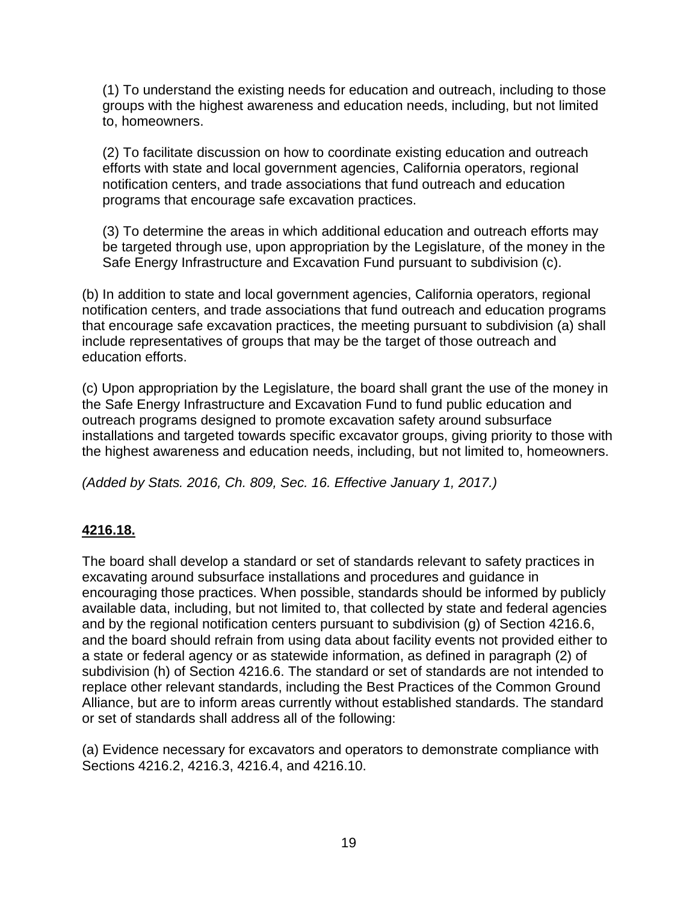(1) To understand the existing needs for education and outreach, including to those groups with the highest awareness and education needs, including, but not limited to, homeowners.

(2) To facilitate discussion on how to coordinate existing education and outreach efforts with state and local government agencies, California operators, regional notification centers, and trade associations that fund outreach and education programs that encourage safe excavation practices.

(3) To determine the areas in which additional education and outreach efforts may be targeted through use, upon appropriation by the Legislature, of the money in the Safe Energy Infrastructure and Excavation Fund pursuant to subdivision (c).

(b) In addition to state and local government agencies, California operators, regional notification centers, and trade associations that fund outreach and education programs that encourage safe excavation practices, the meeting pursuant to subdivision (a) shall include representatives of groups that may be the target of those outreach and education efforts.

(c) Upon appropriation by the Legislature, the board shall grant the use of the money in the Safe Energy Infrastructure and Excavation Fund to fund public education and outreach programs designed to promote excavation safety around subsurface installations and targeted towards specific excavator groups, giving priority to those with the highest awareness and education needs, including, but not limited to, homeowners.

*(Added by Stats. 2016, Ch. 809, Sec. 16. Effective January 1, 2017.)*

**4216.18.**

The board shall develop a standard or set of standards relevant to safety practices in excavating around subsurface installations and procedures and guidance in encouraging those practices. When possible, standards should be informed by publicly available data, including, but not limited to, that collected by state and federal agencies and by the regional notification centers pursuant to subdivision (g) of Section 4216.6, and the board should refrain from using data about facility events not provided either to a state or federal agency or as statewide information, as defined in paragraph (2) of subdivision (h) of Section 4216.6. The standard or set of standards are not intended to replace other relevant standards, including the Best Practices of the Common Ground Alliance, but are to inform areas currently without established standards. The standard or set of standards shall address all of the following:

(a) Evidence necessary for excavators and operators to demonstrate compliance with Sections 4216.2, 4216.3, 4216.4, and 4216.10.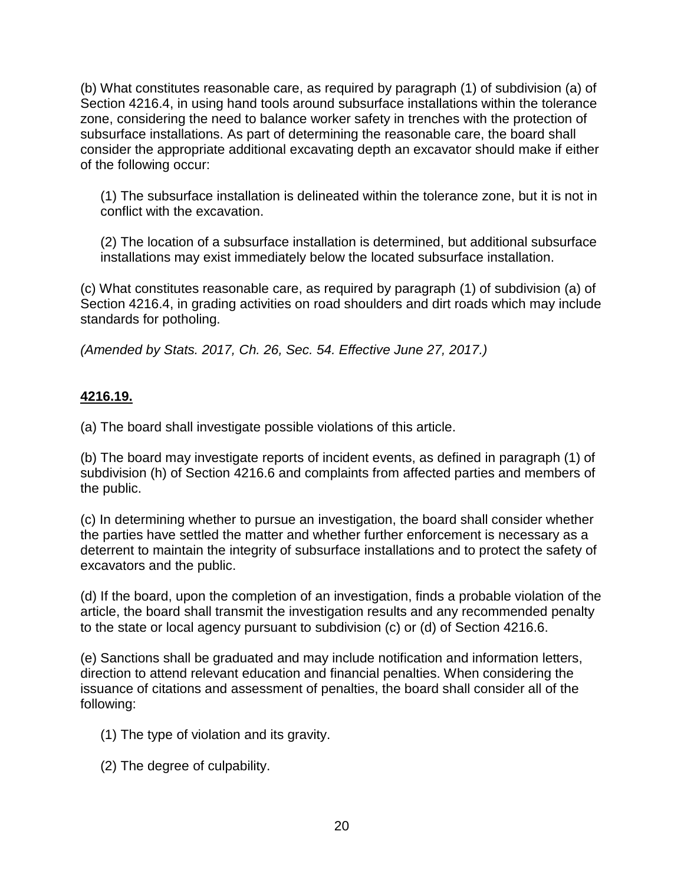(b) What constitutes reasonable care, as required by paragraph (1) of subdivision (a) of Section 4216.4, in using hand tools around subsurface installations within the tolerance zone, considering the need to balance worker safety in trenches with the protection of subsurface installations. As part of determining the reasonable care, the board shall consider the appropriate additional excavating depth an excavator should make if either of the following occur:

(1) The subsurface installation is delineated within the tolerance zone, but it is not in conflict with the excavation.

(2) The location of a subsurface installation is determined, but additional subsurface installations may exist immediately below the located subsurface installation.

(c) What constitutes reasonable care, as required by paragraph (1) of subdivision (a) of Section 4216.4, in grading activities on road shoulders and dirt roads which may include standards for potholing.

*(Amended by Stats. 2017, Ch. 26, Sec. 54. Effective June 27, 2017.)*

**4216.19.**

(a) The board shall investigate possible violations of this article.

(b) The board may investigate reports of incident events, as defined in paragraph (1) of subdivision (h) of Section 4216.6 and complaints from affected parties and members of the public.

(c) In determining whether to pursue an investigation, the board shall consider whether the parties have settled the matter and whether further enforcement is necessary as a deterrent to maintain the integrity of subsurface installations and to protect the safety of excavators and the public.

(d) If the board, upon the completion of an investigation, finds a probable violation of the article, the board shall transmit the investigation results and any recommended penalty to the state or local agency pursuant to subdivision (c) or (d) of Section 4216.6.

(e) Sanctions shall be graduated and may include notification and information letters, direction to attend relevant education and financial penalties. When considering the issuance of citations and assessment of penalties, the board shall consider all of the following:

(1) The type of violation and its gravity.

(2) The degree of culpability.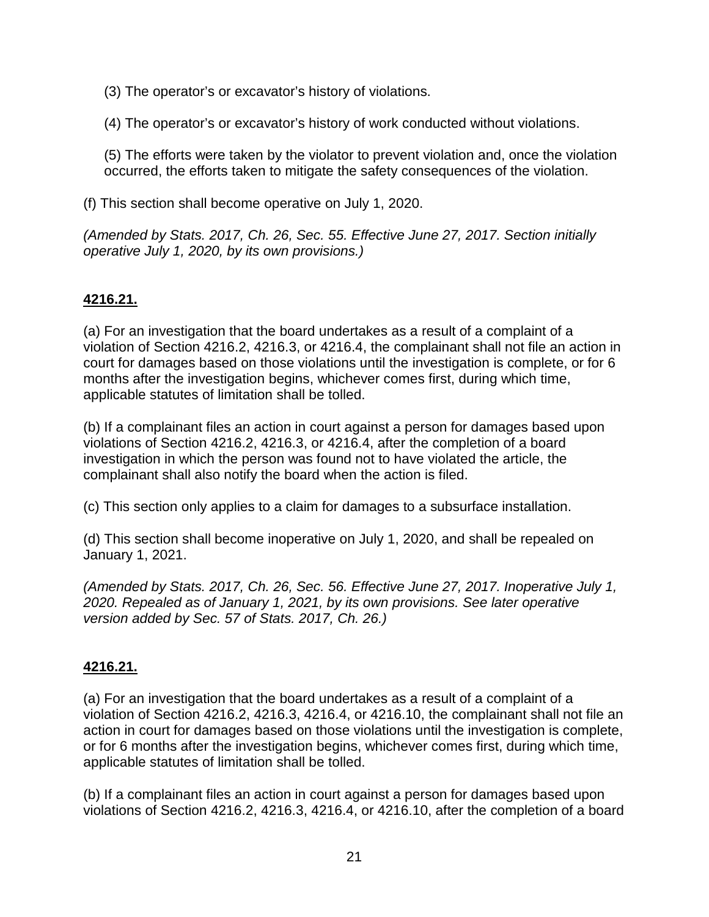(3) The operator’s or excavator’s history of violations.

(4) The operator’s or excavator’s history of work conducted without violations.

(5) The efforts were taken by the violator to prevent violation and, once the violation occurred, the efforts taken to mitigate the safety consequences of the violation.

(f) This section shall become operative on July 1, 2020.

*(Amended by Stats. 2017, Ch. 26, Sec. 55. Effective June 27, 2017. Section initially operative July 1, 2020, by its own provisions.)*

**4216.21.**

(a) For an investigation that the board undertakes as a result of a complaint of a violation of Section 4216.2, 4216.3, or 4216.4, the complainant shall not file an action in court for damages based on those violations until the investigation is complete, or for 6 months after the investigation begins, whichever comes first, during which time, applicable statutes of limitation shall be tolled.

(b) If a complainant files an action in court against a person for damages based upon violations of Section 4216.2, 4216.3, or 4216.4, after the completion of a board investigation in which the person was found not to have violated the article, the complainant shall also notify the board when the action is filed.

(c) This section only applies to a claim for damages to a subsurface installation.

(d) This section shall become inoperative on July 1, 2020, and shall be repealed on January 1, 2021.

*(Amended by Stats. 2017, Ch. 26, Sec. 56. Effective June 27, 2017. Inoperative July 1, 2020. Repealed as of January 1, 2021, by its own provisions. See later operative version added by Sec. 57 of Stats. 2017, Ch. 26.)*

**4216.21.**

(a) For an investigation that the board undertakes as a result of a complaint of a violation of Section 4216.2, 4216.3, 4216.4, or 4216.10, the complainant shall not file an action in court for damages based on those violations until the investigation is complete, or for 6 months after the investigation begins, whichever comes first, during which time, applicable statutes of limitation shall be tolled.

(b) If a complainant files an action in court against a person for damages based upon violations of Section 4216.2, 4216.3, 4216.4, or 4216.10, after the completion of a board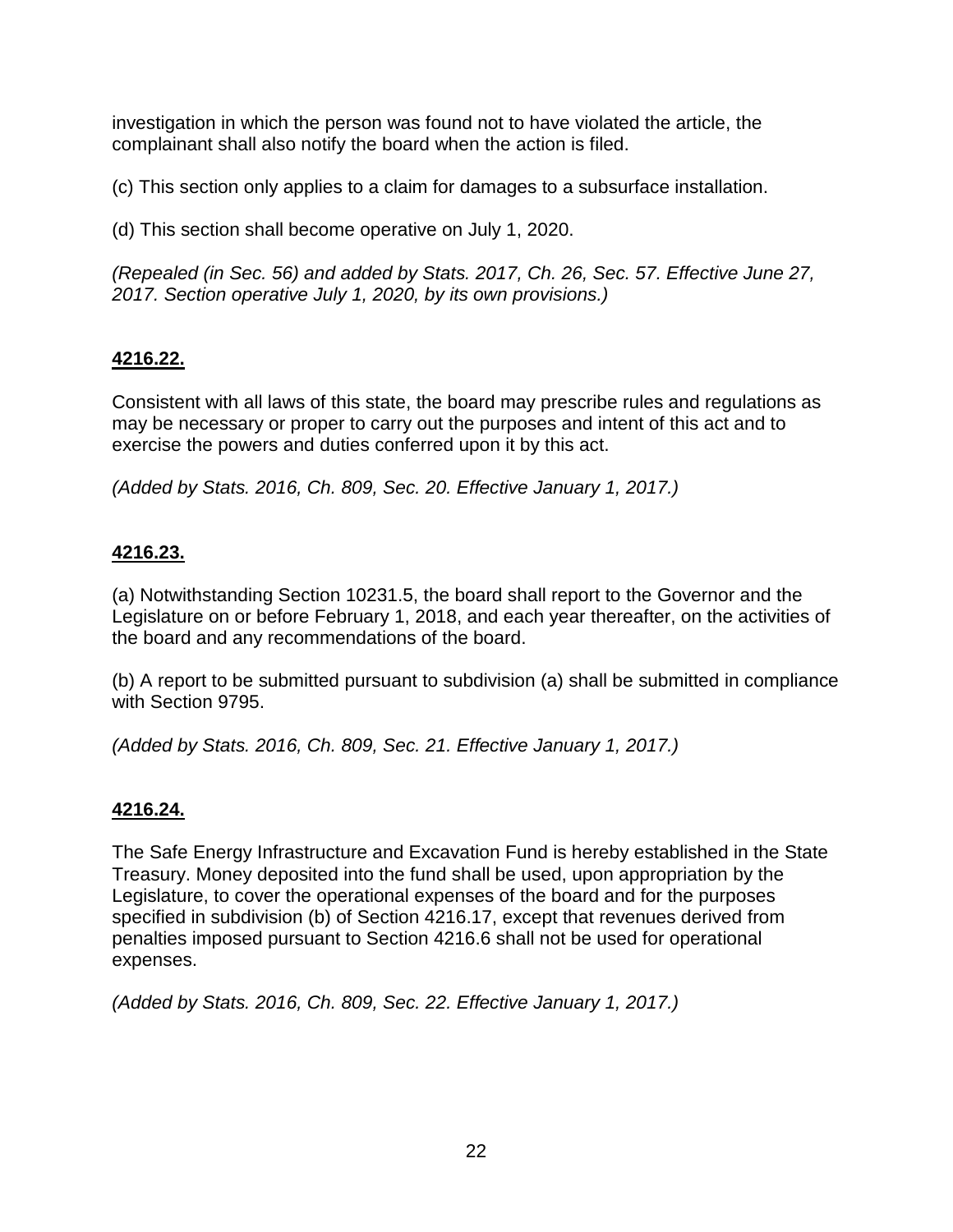investigation in which the person was found not to have violated the article, the complainant shall also notify the board when the action is filed.

(c) This section only applies to a claim for damages to a subsurface installation.

(d) This section shall become operative on July 1, 2020.

*(Repealed (in Sec. 56) and added by Stats. 2017, Ch. 26, Sec. 57. Effective June 27, 2017. Section operative July 1, 2020, by its own provisions.)*

## 4216.22.

Consistent with all laws of this state, the board may prescribe rules and regulations as may be necessary or proper to carry out the purposes and intent of this act and to exercise the powers and duties conferred upon it by this act.

*(Added by Stats. 2016, Ch. 809, Sec. 20. Effective January 1, 2017.)*

## 4216.23.

(a) Notwithstanding Section 10231.5, the board shall report to the Governor and the Legislature on or before February 1, 2018, and each year thereafter, on the activities of the board and any recommendations of the board.

(b) A report to be submitted pursuant to subdivision (a) shall be submitted in compliance with Section 9795.

*(Added by Stats. 2016, Ch. 809, Sec. 21. Effective January 1, 2017.)*

## 4216.24.

The Safe Energy Infrastructure and Excavation Fund is hereby established in the State Treasury. Money deposited into the fund shall be used, upon appropriation by the Legislature, to cover the operational expenses of the board and for the purposes specified in subdivision (b) of Section 4216.17, except that revenues derived from penalties imposed pursuant to Section 4216.6 shall not be used for operational expenses.

*(Added by Stats. 2016, Ch. 809, Sec. 22. Effective January 1, 2017.)*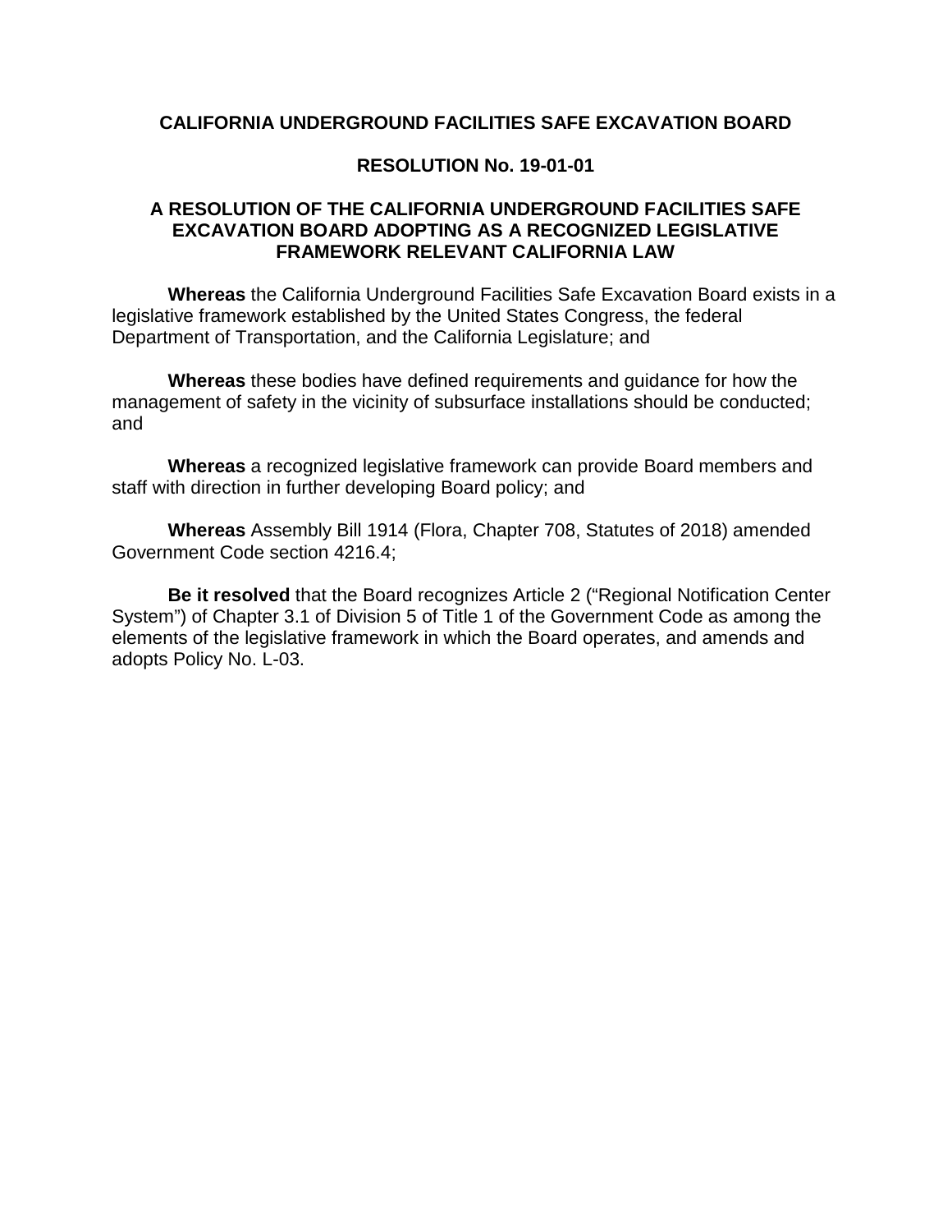**CALIFORNIA UNDERGROUND FACILITIES SAFE EXCAVATION BOARD**

**RESOLUTION No. 19-01-01**

**A RESOLUTION OF THE CALIFORNIA UNDERGROUND FACILITIES SAFE EXCAVATION BOARD ADOPTING AS A RECOGNIZED LEGISLATIVE FRAMEWORK RELEVANT CALIFORNIA LAW**

**Whereas** the California Underground Facilities Safe Excavation Board exists in a legislative framework established by the United States Congress, the federal Department of Transportation, and the California Legislature; and

**Whereas** these bodies have defined requirements and guidance for how the management of safety in the vicinity of subsurface installations should be conducted; and

**Whereas** a recognized legislative framework can provide Board members and staff with direction in further developing Board policy; and

**Whereas** Assembly Bill 1914 (Flora, Chapter 708, Statutes of 2018) amended Government Code section 4216.4;

**Be it resolved** that the Board recognizes Article 2 ("Regional Notification Center System") of Chapter 3.1 of Division 5 of Title 1 of the Government Code as among the elements of the legislative framework in which the Board operates, and amends and adopts Policy No. L-03.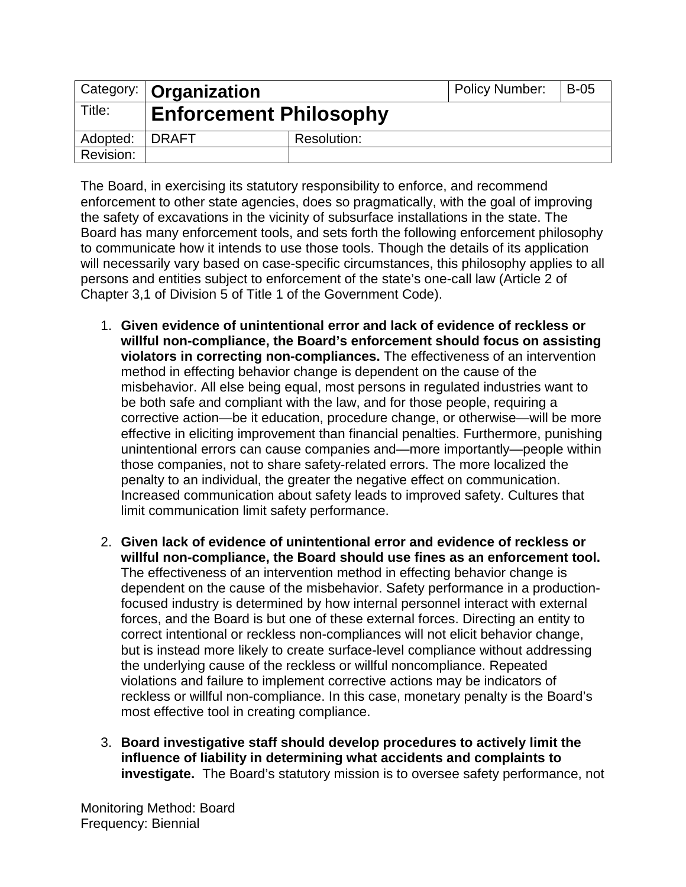| Category: | **Organization** | | Policy Number: | B-05 |
|---|---|---|---|---|
| Title: | **Enforcement Philosophy** | | | |
| Adopted: | DRAFT | Resolution: | | |
| Revision: | | | | |

The Board, in exercising its statutory responsibility to enforce, and recommend enforcement to other state agencies, does so pragmatically, with the goal of improving the safety of excavations in the vicinity of subsurface installations in the state. The Board has many enforcement tools, and sets forth the following enforcement philosophy to communicate how it intends to use those tools. Though the details of its application will necessarily vary based on case-specific circumstances, this philosophy applies to all persons and entities subject to enforcement of the state's one-call law (Article 2 of Chapter 3,1 of Division 5 of Title 1 of the Government Code).

1. **Given evidence of unintentional error and lack of evidence of reckless or willful non-compliance, the Board's enforcement should focus on assisting violators in correcting non-compliances.** The effectiveness of an intervention method in effecting behavior change is dependent on the cause of the misbehavior. All else being equal, most persons in regulated industries want to be both safe and compliant with the law, and for those people, requiring a corrective action—be it education, procedure change, or otherwise—will be more effective in eliciting improvement than financial penalties. Furthermore, punishing unintentional errors can cause companies and—more importantly—people within those companies, not to share safety-related errors. The more localized the penalty to an individual, the greater the negative effect on communication. Increased communication about safety leads to improved safety. Cultures that limit communication limit safety performance.

2. **Given lack of evidence of unintentional error and evidence of reckless or willful non-compliance, the Board should use fines as an enforcement tool.** The effectiveness of an intervention method in effecting behavior change is dependent on the cause of the misbehavior. Safety performance in a production-focused industry is determined by how internal personnel interact with external forces, and the Board is but one of these external forces. Directing an entity to correct intentional or reckless non-compliances will not elicit behavior change, but is instead more likely to create surface-level compliance without addressing the underlying cause of the reckless or willful noncompliance. Repeated violations and failure to implement corrective actions may be indicators of reckless or willful non-compliance. In this case, monetary penalty is the Board's most effective tool in creating compliance.

3. **Board investigative staff should develop procedures to actively limit the influence of liability in determining what accidents and complaints to investigate.** The Board's statutory mission is to oversee safety performance, not

Monitoring Method: Board
Frequency: Biennial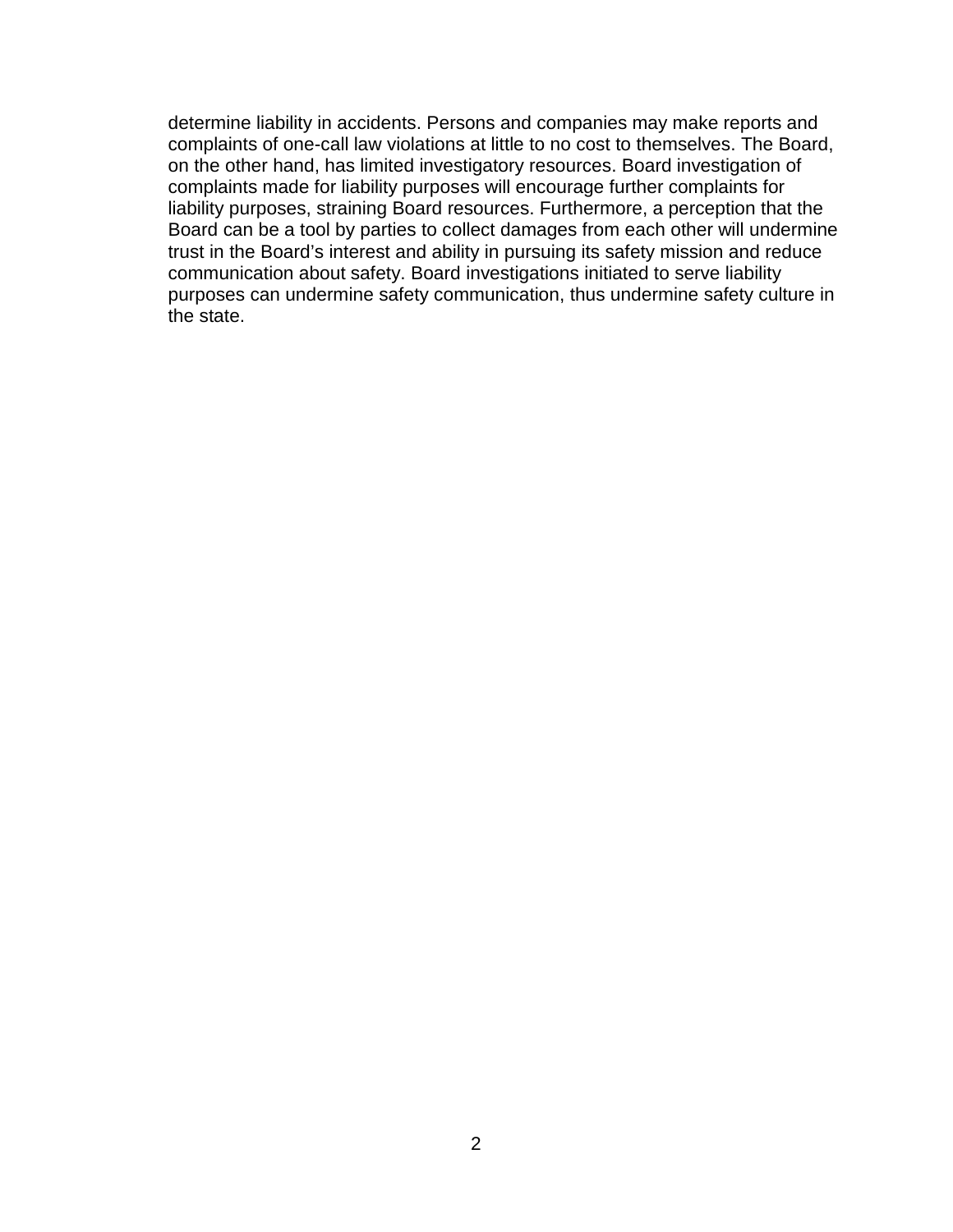determine liability in accidents. Persons and companies may make reports and complaints of one-call law violations at little to no cost to themselves. The Board, on the other hand, has limited investigatory resources. Board investigation of complaints made for liability purposes will encourage further complaints for liability purposes, straining Board resources. Furthermore, a perception that the Board can be a tool by parties to collect damages from each other will undermine trust in the Board's interest and ability in pursuing its safety mission and reduce communication about safety. Board investigations initiated to serve liability purposes can undermine safety communication, thus undermine safety culture in the state.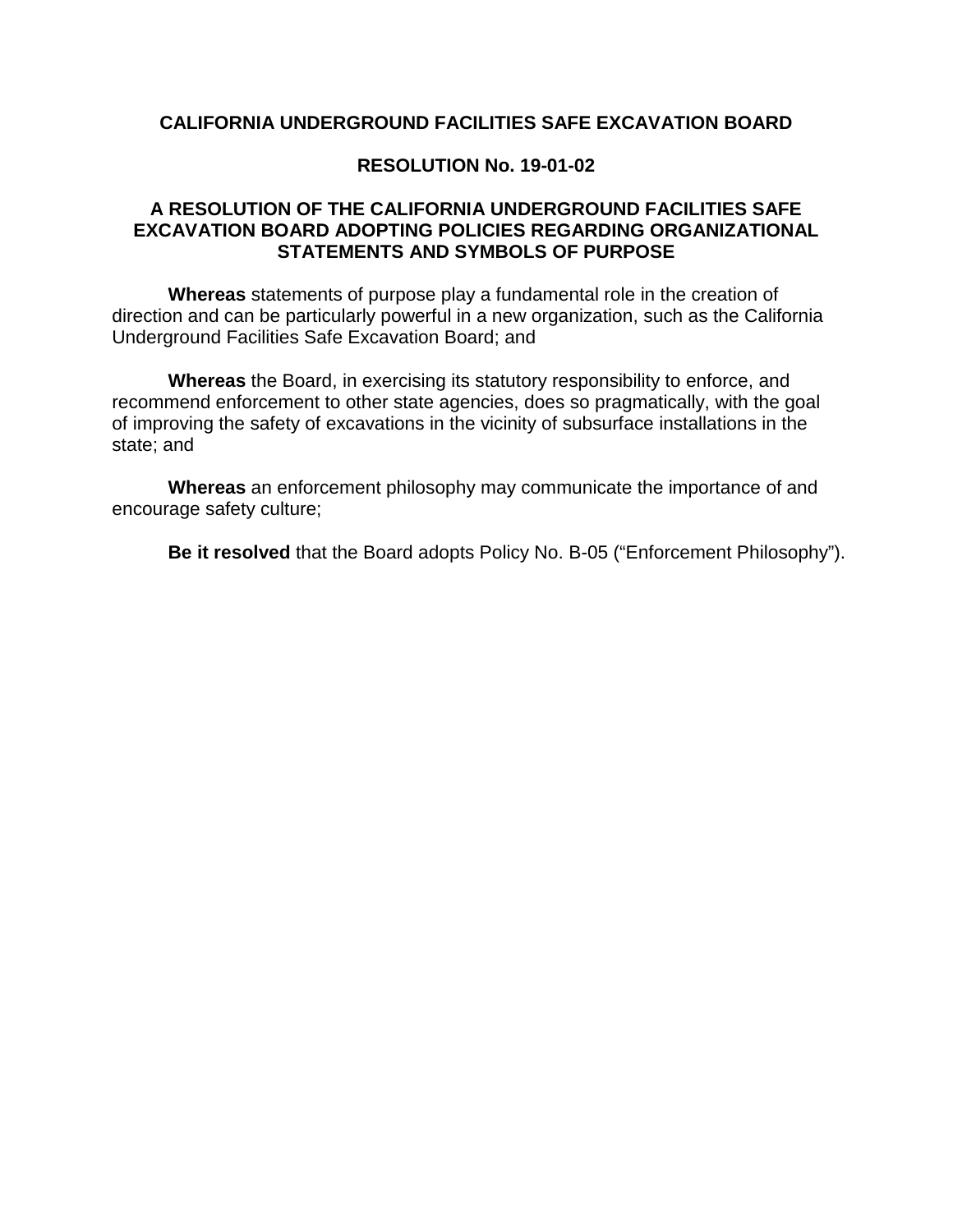**CALIFORNIA UNDERGROUND FACILITIES SAFE EXCAVATION BOARD**

**RESOLUTION No. 19-01-02**

**A RESOLUTION OF THE CALIFORNIA UNDERGROUND FACILITIES SAFE EXCAVATION BOARD ADOPTING POLICIES REGARDING ORGANIZATIONAL STATEMENTS AND SYMBOLS OF PURPOSE**

**Whereas** statements of purpose play a fundamental role in the creation of direction and can be particularly powerful in a new organization, such as the California Underground Facilities Safe Excavation Board; and

**Whereas** the Board, in exercising its statutory responsibility to enforce, and recommend enforcement to other state agencies, does so pragmatically, with the goal of improving the safety of excavations in the vicinity of subsurface installations in the state; and

**Whereas** an enforcement philosophy may communicate the importance of and encourage safety culture;

**Be it resolved** that the Board adopts Policy No. B-05 ("Enforcement Philosophy").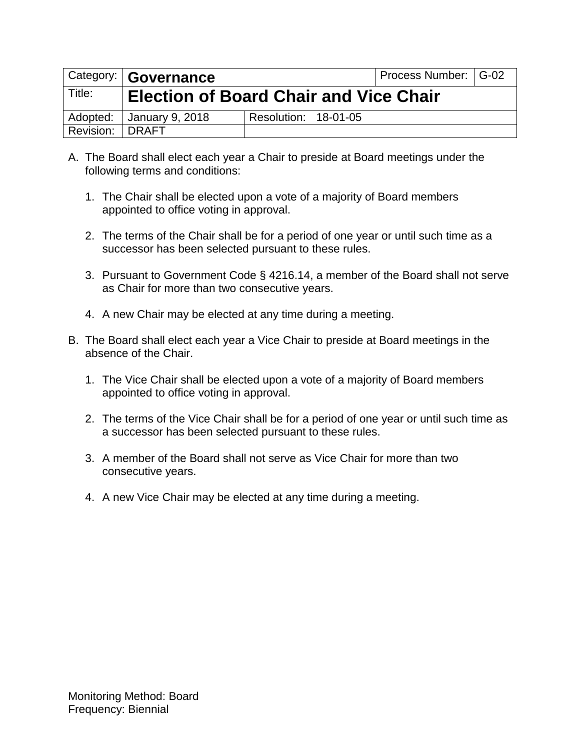| Category: | **Governance** | | Process Number: | G-02 |
|---|---|---|---|---|
| Title: | **Election of Board Chair and Vice Chair** | | | |
| Adopted: | January 9, 2018 | Resolution: 18-01-05 | | |
| Revision: | DRAFT | | | |

A. The Board shall elect each year a Chair to preside at Board meetings under the following terms and conditions:

   1. The Chair shall be elected upon a vote of a majority of Board members appointed to office voting in approval.

   2. The terms of the Chair shall be for a period of one year or until such time as a successor has been selected pursuant to these rules.

   3. Pursuant to Government Code § 4216.14, a member of the Board shall not serve as Chair for more than two consecutive years.

   4. A new Chair may be elected at any time during a meeting.

B. The Board shall elect each year a Vice Chair to preside at Board meetings in the absence of the Chair.

   1. The Vice Chair shall be elected upon a vote of a majority of Board members appointed to office voting in approval.

   2. The terms of the Vice Chair shall be for a period of one year or until such time as a successor has been selected pursuant to these rules.

   3. A member of the Board shall not serve as Vice Chair for more than two consecutive years.

   4. A new Vice Chair may be elected at any time during a meeting.

Monitoring Method: Board
Frequency: Biennial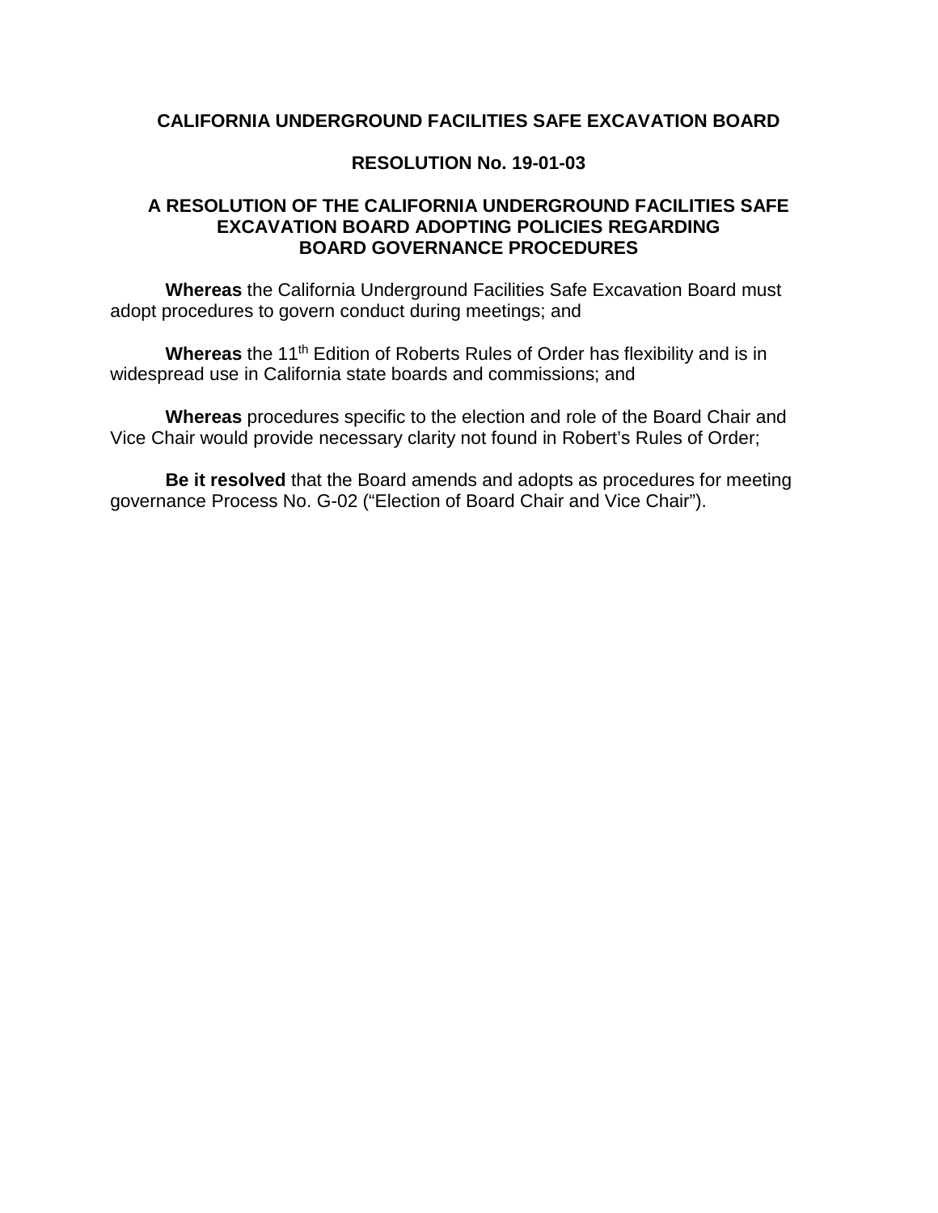**CALIFORNIA UNDERGROUND FACILITIES SAFE EXCAVATION BOARD**

**RESOLUTION No. 19-01-03**

**A RESOLUTION OF THE CALIFORNIA UNDERGROUND FACILITIES SAFE EXCAVATION BOARD ADOPTING POLICIES REGARDING BOARD GOVERNANCE PROCEDURES**

**Whereas** the California Underground Facilities Safe Excavation Board must adopt procedures to govern conduct during meetings; and

**Whereas** the 11th Edition of Roberts Rules of Order has flexibility and is in widespread use in California state boards and commissions; and

**Whereas** procedures specific to the election and role of the Board Chair and Vice Chair would provide necessary clarity not found in Robert's Rules of Order;

**Be it resolved** that the Board amends and adopts as procedures for meeting governance Process No. G-02 ("Election of Board Chair and Vice Chair").